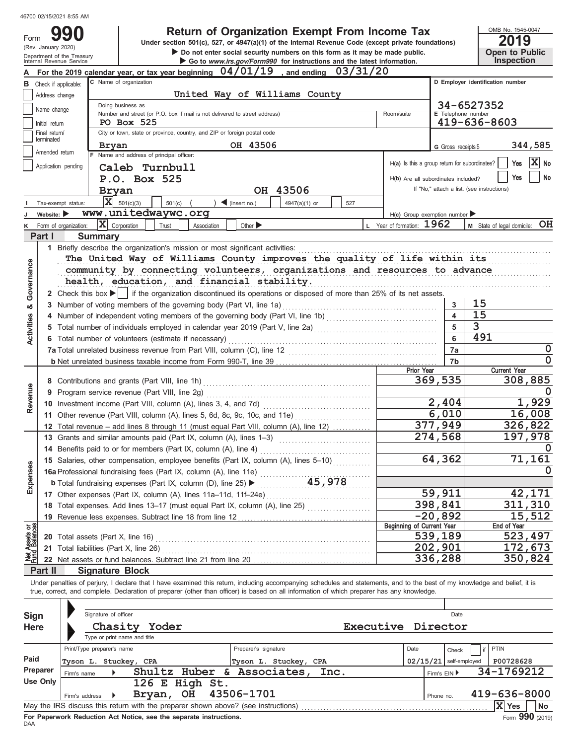46700 02/15/2021 8:55 AM

Form **990** (Rev. January 2020) Department of the Treasury Internal Revenue Service

# Return of Organization Exempt From Income Tax

Under section 501(c), 527, or 4947(a)(1) of the Internal Revenue Code (except private foundations)

▶ Do not enter social security numbers on this form as it may be made public.

▶ Go to www.irs.gov/Form990 for instructions and the latest information.

OMB No. 1545-0047 **2019** Open to Public Inspection

**A** For the 2019 calendar year, or tax year beginning 04/01/19 , and ending 03/31/20

**B** Check if applicable: Address change, Name change, Initial return, Final return/terminated, Amended return, Application pending

**C** Name of organization: United Way of Williams County

Doing business as

Number and street (or P.O. box if mail is not delivered to street address): PO Box 525 | Room/suite

City or town, state or province, country, and ZIP or foreign postal code: Bryan OH 43506

**D** Employer identification number: 34-6527352

**E** Telephone number: 419-636-8603

**G** Gross receipts $ 344,585

**F** Name and address of principal officer: Caleb Turnbull, P.O. Box 525, Bryan OH 43506

H(a) Is this a group return for subordinates? Yes [ ] No [X]

H(b) Are all subordinates included? Yes [ ] No [ ] If "No," attach a list. (see instructions)

**I** Tax-exempt status: [X] 501(c)(3) [ ] 501(c) ( ) ◀ (insert no.) [ ] 4947(a)(1) or [ ] 527

**J** Website: ▶ www.unitedwaywc.org

H(c) Group exemption number ▶

**K** Form of organization: [X] Corporation [ ] Trust [ ] Association [ ] Other ▶

**L** Year of formation: 1962 **M** State of legal domicile: OH

## Part I Summary

**Activities & Governance**

1 Briefly describe the organization's mission or most significant activities:
The United Way of Williams County improves the quality of life within its community by connecting volunteers, organizations and resources to advance health, education, and financial stability.

2 Check this box ▶ [ ] if the organization discontinued its operations or disposed of more than 25% of its net assets.

| | | | |
|---|---|---|---|
| 3 | Number of voting members of the governing body (Part VI, line 1a) | 3 | 15 |
| 4 | Number of independent voting members of the governing body (Part VI, line 1b) | 4 | 15 |
| 5 | Total number of individuals employed in calendar year 2019 (Part V, line 2a) | 5 | 3 |
| 6 | Total number of volunteers (estimate if necessary) | 6 | 491 |
| 7a | Total unrelated business revenue from Part VIII, column (C), line 12 | 7a | 0 |
| b | Net unrelated business taxable income from Form 990-T, line 39 | 7b | 0 |

| | | Prior Year | Current Year |
|---|---|---|---|
| **Revenue** | | | |
| 8 | Contributions and grants (Part VIII, line 1h) | 369,535 | 308,885 |
| 9 | Program service revenue (Part VIII, line 2g) | | 0 |
| 10 | Investment income (Part VIII, column (A), lines 3, 4, and 7d) | 2,404 | 1,929 |
| 11 | Other revenue (Part VIII, column (A), lines 5, 6d, 8c, 9c, 10c, and 11e) | 6,010 | 16,008 |
| 12 | Total revenue – add lines 8 through 11 (must equal Part VIII, column (A), line 12) | 377,949 | 326,822 |
| **Expenses** | | | |
| 13 | Grants and similar amounts paid (Part IX, column (A), lines 1–3) | 274,568 | 197,978 |
| 14 | Benefits paid to or for members (Part IX, column (A), line 4) | | 0 |
| 15 | Salaries, other compensation, employee benefits (Part IX, column (A), lines 5–10) | 64,362 | 71,161 |
| 16a | Professional fundraising fees (Part IX, column (A), line 11e) | | 0 |
| b | Total fundraising expenses (Part IX, column (D), line 25) ▶ 45,978 | | |
| 17 | Other expenses (Part IX, column (A), lines 11a–11d, 11f–24e) | 59,911 | 42,171 |
| 18 | Total expenses. Add lines 13–17 (must equal Part IX, column (A), line 25) | 398,841 | 311,310 |
| 19 | Revenue less expenses. Subtract line 18 from line 12 | -20,892 | 15,512 |
| **Net Assets or Fund Balances** | | Beginning of Current Year | End of Year |
| 20 | Total assets (Part X, line 16) | 539,189 | 523,497 |
| 21 | Total liabilities (Part X, line 26) | 202,901 | 172,673 |
| 22 | Net assets or fund balances. Subtract line 21 from line 20 | 336,288 | 350,824 |

## Part II Signature Block

Under penalties of perjury, I declare that I have examined this return, including accompanying schedules and statements, and to the best of my knowledge and belief, it is true, correct, and complete. Declaration of preparer (other than officer) is based on all information of which preparer has any knowledge.

**Sign Here**

Signature of officer | Date

Chasity Yoder Executive Director

Type or print name and title

**Paid Preparer Use Only**

| Print/Type preparer's name | Preparer's signature | Date | Check if self-employed | PTIN |
|---|---|---|---|---|
| Tyson L. Stuckey, CPA | Tyson L. Stuckey, CPA | 02/15/21 | | P00728628 |

Firm's name ▶ Shultz Huber & Associates, Inc. | Firm's EIN ▶ 34-1769212

Firm's address ▶ 126 E High St. Bryan, OH 43506-1701 | Phone no. 419-636-8000

May the IRS discuss this return with the preparer shown above? (see instructions) [X] Yes [ ] No

**For Paperwork Reduction Act Notice, see the separate instructions.**

DAA Form **990** (2019)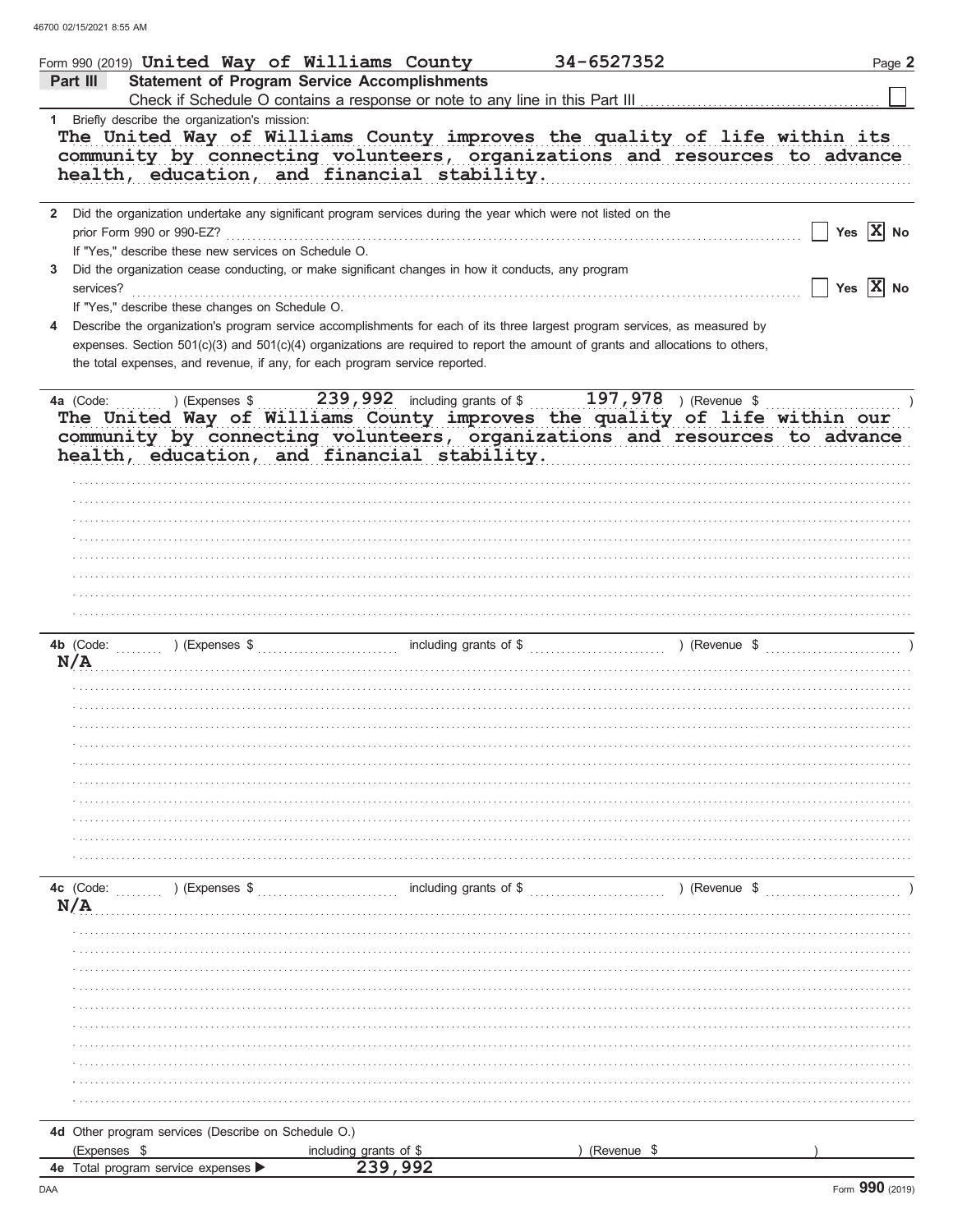Form 990 (2019) **United Way of Williams County** **34-6527352** Page **2**

## Part III Statement of Program Service Accomplishments

Check if Schedule O contains a response or note to any line in this Part III ☐

**1** Briefly describe the organization's mission:

The United Way of Williams County improves the quality of life within its community by connecting volunteers, organizations and resources to advance health, education, and financial stability.

**2** Did the organization undertake any significant program services during the year which were not listed on the prior Form 990 or 990-EZ? ☐ Yes ☒ No

If "Yes," describe these new services on Schedule O.

**3** Did the organization cease conducting, or make significant changes in how it conducts, any program services? ☐ Yes ☒ No

If "Yes," describe these changes on Schedule O.

**4** Describe the organization's program service accomplishments for each of its three largest program services, as measured by expenses. Section 501(c)(3) and 501(c)(4) organizations are required to report the amount of grants and allocations to others, the total expenses, and revenue, if any, for each program service reported.

**4a** (Code: ) (Expenses $ 239,992 including grants of $ 197,978 ) (Revenue $ )

The United Way of Williams County improves the quality of life within our community by connecting volunteers, organizations and resources to advance health, education, and financial stability.

**4b** (Code: ) (Expenses $ including grants of $ ) (Revenue $ )

N/A

**4c** (Code: ) (Expenses $ including grants of $ ) (Revenue $ )

N/A

**4d** Other program services (Describe on Schedule O.)

(Expenses $ including grants of $ ) (Revenue $ )

**4e** Total program service expenses ▶ 239,992

Form **990** (2019)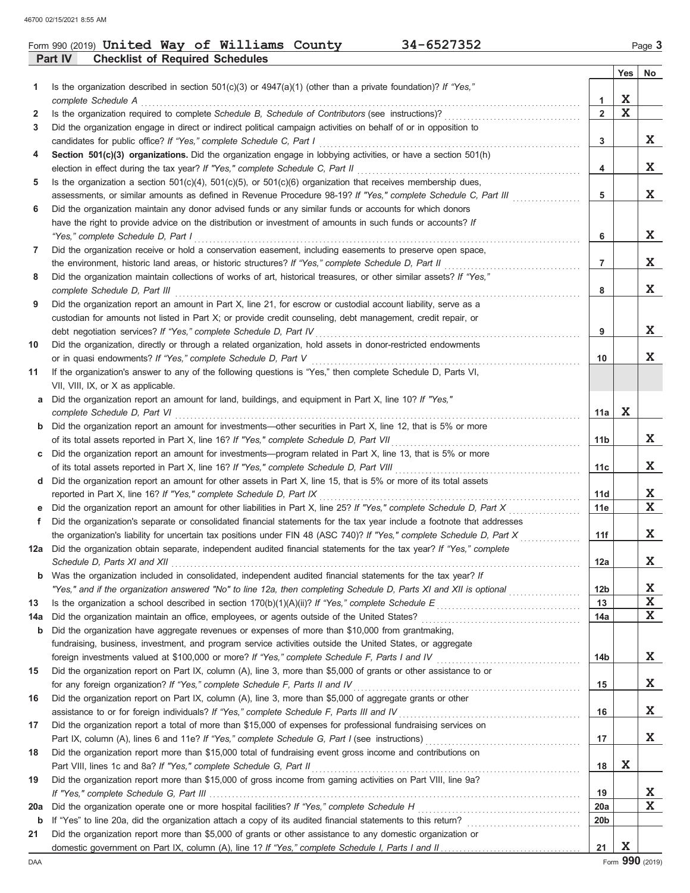Form 990 (2019) **United Way of Williams County** **34-6527352** Page **3**

## Part IV Checklist of Required Schedules

| | | | Yes | No |
|---|---|---|---|---|
| **1** | Is the organization described in section 501(c)(3) or 4947(a)(1) (other than a private foundation)? *If "Yes," complete Schedule A* | 1 | X | |
| **2** | Is the organization required to complete *Schedule B, Schedule of Contributors* (see instructions)? | 2 | X | |
| **3** | Did the organization engage in direct or indirect political campaign activities on behalf of or in opposition to candidates for public office? *If "Yes," complete Schedule C, Part I* | 3 | | X |
| **4** | **Section 501(c)(3) organizations.** Did the organization engage in lobbying activities, or have a section 501(h) election in effect during the tax year? *If "Yes," complete Schedule C, Part II* | 4 | | X |
| **5** | Is the organization a section 501(c)(4), 501(c)(5), or 501(c)(6) organization that receives membership dues, assessments, or similar amounts as defined in Revenue Procedure 98-19? *If "Yes," complete Schedule C, Part III* | 5 | | X |
| **6** | Did the organization maintain any donor advised funds or any similar funds or accounts for which donors have the right to provide advice on the distribution or investment of amounts in such funds or accounts? *If "Yes," complete Schedule D, Part I* | 6 | | X |
| **7** | Did the organization receive or hold a conservation easement, including easements to preserve open space, the environment, historic land areas, or historic structures? *If "Yes," complete Schedule D, Part II* | 7 | | X |
| **8** | Did the organization maintain collections of works of art, historical treasures, or other similar assets? *If "Yes," complete Schedule D, Part III* | 8 | | X |
| **9** | Did the organization report an amount in Part X, line 21, for escrow or custodial account liability, serve as a custodian for amounts not listed in Part X; or provide credit counseling, debt management, credit repair, or debt negotiation services? *If "Yes," complete Schedule D, Part IV* | 9 | | X |
| **10** | Did the organization, directly or through a related organization, hold assets in donor-restricted endowments or in quasi endowments? *If "Yes," complete Schedule D, Part V* | 10 | | X |
| **11** | If the organization's answer to any of the following questions is "Yes," then complete Schedule D, Parts VI, VII, VIII, IX, or X as applicable. | | | |
| **a** | Did the organization report an amount for land, buildings, and equipment in Part X, line 10? *If "Yes," complete Schedule D, Part VI* | 11a | X | |
| **b** | Did the organization report an amount for investments—other securities in Part X, line 12, that is 5% or more of its total assets reported in Part X, line 16? *If "Yes," complete Schedule D, Part VII* | 11b | | X |
| **c** | Did the organization report an amount for investments—program related in Part X, line 13, that is 5% or more of its total assets reported in Part X, line 16? *If "Yes," complete Schedule D, Part VIII* | 11c | | X |
| **d** | Did the organization report an amount for other assets in Part X, line 15, that is 5% or more of its total assets reported in Part X, line 16? *If "Yes," complete Schedule D, Part IX* | 11d | | X |
| **e** | Did the organization report an amount for other liabilities in Part X, line 25? *If "Yes," complete Schedule D, Part X* | 11e | | X |
| **f** | Did the organization's separate or consolidated financial statements for the tax year include a footnote that addresses the organization's liability for uncertain tax positions under FIN 48 (ASC 740)? *If "Yes," complete Schedule D, Part X* | 11f | | X |
| **12a** | Did the organization obtain separate, independent audited financial statements for the tax year? *If "Yes," complete Schedule D, Parts XI and XII* | 12a | | X |
| **b** | Was the organization included in consolidated, independent audited financial statements for the tax year? *If "Yes," and if the organization answered "No" to line 12a, then completing Schedule D, Parts XI and XII is optional* | 12b | | X |
| **13** | Is the organization a school described in section 170(b)(1)(A)(ii)? *If "Yes," complete Schedule E* | 13 | | X |
| **14a** | Did the organization maintain an office, employees, or agents outside of the United States? | 14a | | X |
| **b** | Did the organization have aggregate revenues or expenses of more than $10,000 from grantmaking, fundraising, business, investment, and program service activities outside the United States, or aggregate foreign investments valued at $100,000 or more? *If "Yes," complete Schedule F, Parts I and IV* | 14b | | X |
| **15** | Did the organization report on Part IX, column (A), line 3, more than $5,000 of grants or other assistance to or for any foreign organization? *If "Yes," complete Schedule F, Parts II and IV* | 15 | | X |
| **16** | Did the organization report on Part IX, column (A), line 3, more than $5,000 of aggregate grants or other assistance to or for foreign individuals? *If "Yes," complete Schedule F, Parts III and IV* | 16 | | X |
| **17** | Did the organization report a total of more than $15,000 of expenses for professional fundraising services on Part IX, column (A), lines 6 and 11e? *If "Yes," complete Schedule G, Part I* (see instructions) | 17 | | X |
| **18** | Did the organization report more than $15,000 total of fundraising event gross income and contributions on Part VIII, lines 1c and 8a? *If "Yes," complete Schedule G, Part II* | 18 | X | |
| **19** | Did the organization report more than $15,000 of gross income from gaming activities on Part VIII, line 9a? *If "Yes," complete Schedule G, Part III* | 19 | | X |
| **20a** | Did the organization operate one or more hospital facilities? *If "Yes," complete Schedule H* | 20a | | X |
| **b** | If "Yes" to line 20a, did the organization attach a copy of its audited financial statements to this return? | 20b | | |
| **21** | Did the organization report more than $5,000 of grants or other assistance to any domestic organization or domestic government on Part IX, column (A), line 1? *If "Yes," complete Schedule I, Parts I and II* | 21 | X | |

Form **990** (2019)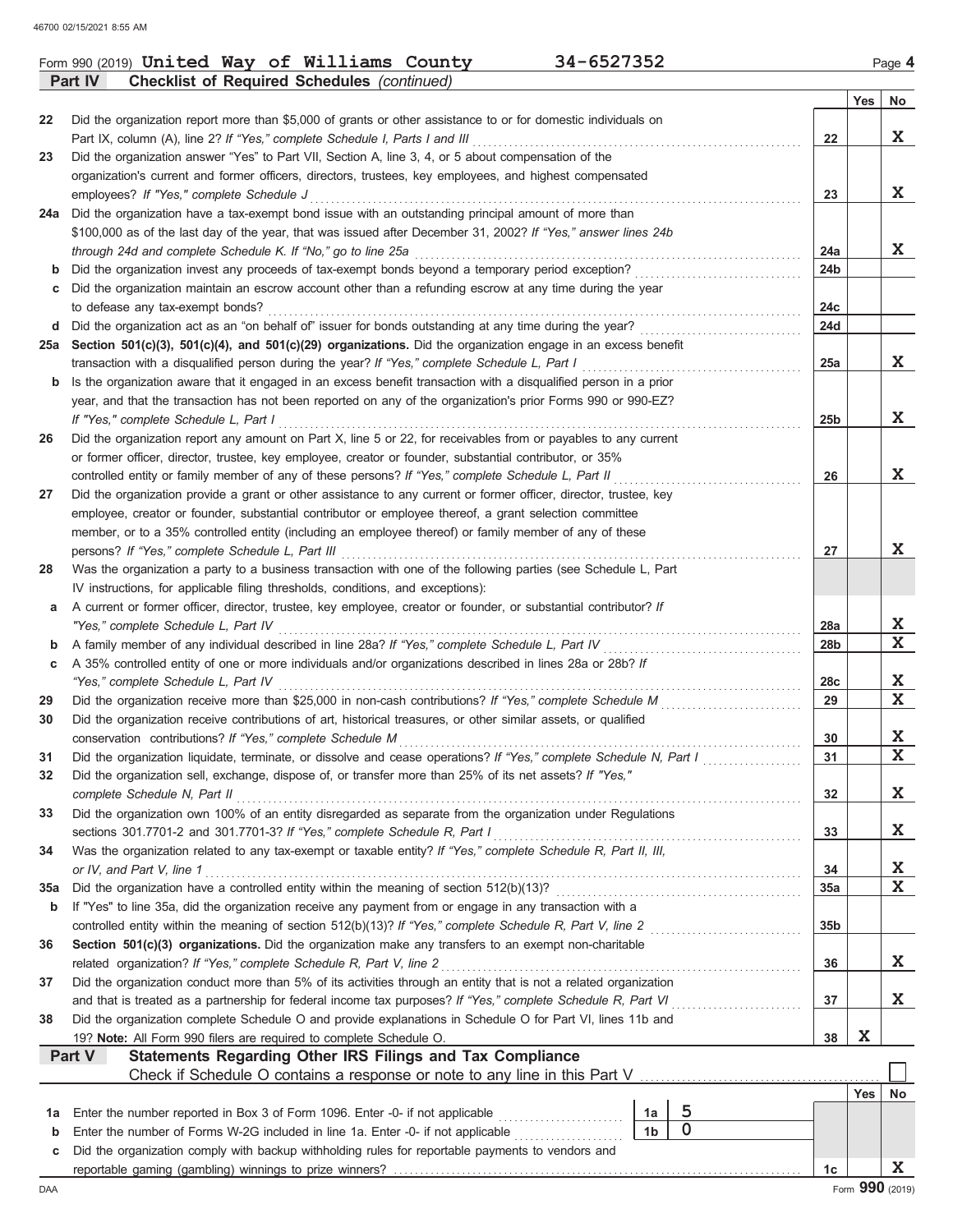Form 990 (2019) **United Way of Williams County** 34-6527352

## Part IV Checklist of Required Schedules *(continued)*

| | | | Yes | No |
|---|---|---|---|---|
| 22 | Did the organization report more than $5,000 of grants or other assistance to or for domestic individuals on Part IX, column (A), line 2? *If "Yes," complete Schedule I, Parts I and III* | 22 | | X |
| 23 | Did the organization answer "Yes" to Part VII, Section A, line 3, 4, or 5 about compensation of the organization's current and former officers, directors, trustees, key employees, and highest compensated employees? *If "Yes," complete Schedule J* | 23 | | X |
| 24a | Did the organization have a tax-exempt bond issue with an outstanding principal amount of more than $100,000 as of the last day of the year, that was issued after December 31, 2002? *If "Yes," answer lines 24b through 24d and complete Schedule K. If "No," go to line 25a* | 24a | | X |
| b | Did the organization invest any proceeds of tax-exempt bonds beyond a temporary period exception? | 24b | | |
| c | Did the organization maintain an escrow account other than a refunding escrow at any time during the year to defease any tax-exempt bonds? | 24c | | |
| d | Did the organization act as an "on behalf of" issuer for bonds outstanding at any time during the year? | 24d | | |
| 25a | **Section 501(c)(3), 501(c)(4), and 501(c)(29) organizations.** Did the organization engage in an excess benefit transaction with a disqualified person during the year? *If "Yes," complete Schedule L, Part I* | 25a | | X |
| b | Is the organization aware that it engaged in an excess benefit transaction with a disqualified person in a prior year, and that the transaction has not been reported on any of the organization's prior Forms 990 or 990-EZ? *If "Yes," complete Schedule L, Part I* | 25b | | X |
| 26 | Did the organization report any amount on Part X, line 5 or 22, for receivables from or payables to any current or former officer, director, trustee, key employee, creator or founder, substantial contributor, or 35% controlled entity or family member of any of these persons? *If "Yes," complete Schedule L, Part II* | 26 | | X |
| 27 | Did the organization provide a grant or other assistance to any current or former officer, director, trustee, key employee, creator or founder, substantial contributor or employee thereof, a grant selection committee member, or to a 35% controlled entity (including an employee thereof) or family member of any of these persons? *If "Yes," complete Schedule L, Part III* | 27 | | X |
| 28 | Was the organization a party to a business transaction with one of the following parties (see Schedule L, Part IV instructions, for applicable filing thresholds, conditions, and exceptions): | | | |
| a | A current or former officer, director, trustee, key employee, creator or founder, or substantial contributor? *If "Yes," complete Schedule L, Part IV* | 28a | | X |
| b | A family member of any individual described in line 28a? *If "Yes," complete Schedule L, Part IV* | 28b | | X |
| c | A 35% controlled entity of one or more individuals and/or organizations described in lines 28a or 28b? *If "Yes," complete Schedule L, Part IV* | 28c | | X |
| 29 | Did the organization receive more than $25,000 in non-cash contributions? *If "Yes," complete Schedule M* | 29 | | X |
| 30 | Did the organization receive contributions of art, historical treasures, or other similar assets, or qualified conservation contributions? *If "Yes," complete Schedule M* | 30 | | X |
| 31 | Did the organization liquidate, terminate, or dissolve and cease operations? *If "Yes," complete Schedule N, Part I* | 31 | | X |
| 32 | Did the organization sell, exchange, dispose of, or transfer more than 25% of its net assets? *If "Yes," complete Schedule N, Part II* | 32 | | X |
| 33 | Did the organization own 100% of an entity disregarded as separate from the organization under Regulations sections 301.7701-2 and 301.7701-3? *If "Yes," complete Schedule R, Part I* | 33 | | X |
| 34 | Was the organization related to any tax-exempt or taxable entity? *If "Yes," complete Schedule R, Part II, III, or IV, and Part V, line 1* | 34 | | X |
| 35a | Did the organization have a controlled entity within the meaning of section 512(b)(13)? | 35a | | X |
| b | If "Yes" to line 35a, did the organization receive any payment from or engage in any transaction with a controlled entity within the meaning of section 512(b)(13)? *If "Yes," complete Schedule R, Part V, line 2* | 35b | | |
| 36 | **Section 501(c)(3) organizations.** Did the organization make any transfers to an exempt non-charitable related organization? *If "Yes," complete Schedule R, Part V, line 2* | 36 | | X |
| 37 | Did the organization conduct more than 5% of its activities through an entity that is not a related organization and that is treated as a partnership for federal income tax purposes? *If "Yes," complete Schedule R, Part VI* | 37 | | X |
| 38 | Did the organization complete Schedule O and provide explanations in Schedule O for Part VI, lines 11b and 19? **Note:** All Form 990 filers are required to complete Schedule O. | 38 | X | |

## Part V Statements Regarding Other IRS Filings and Tax Compliance

Check if Schedule O contains a response or note to any line in this Part V ☐

| | | | | | Yes | No |
|---|---|---|---|---|---|---|
| 1a | Enter the number reported in Box 3 of Form 1096. Enter -0- if not applicable | 1a | 5 | | | |
| b | Enter the number of Forms W-2G included in line 1a. Enter -0- if not applicable | 1b | 0 | | | |
| c | Did the organization comply with backup withholding rules for reportable payments to vendors and reportable gaming (gambling) winnings to prize winners? | | | 1c | | X |

Form **990** (2019)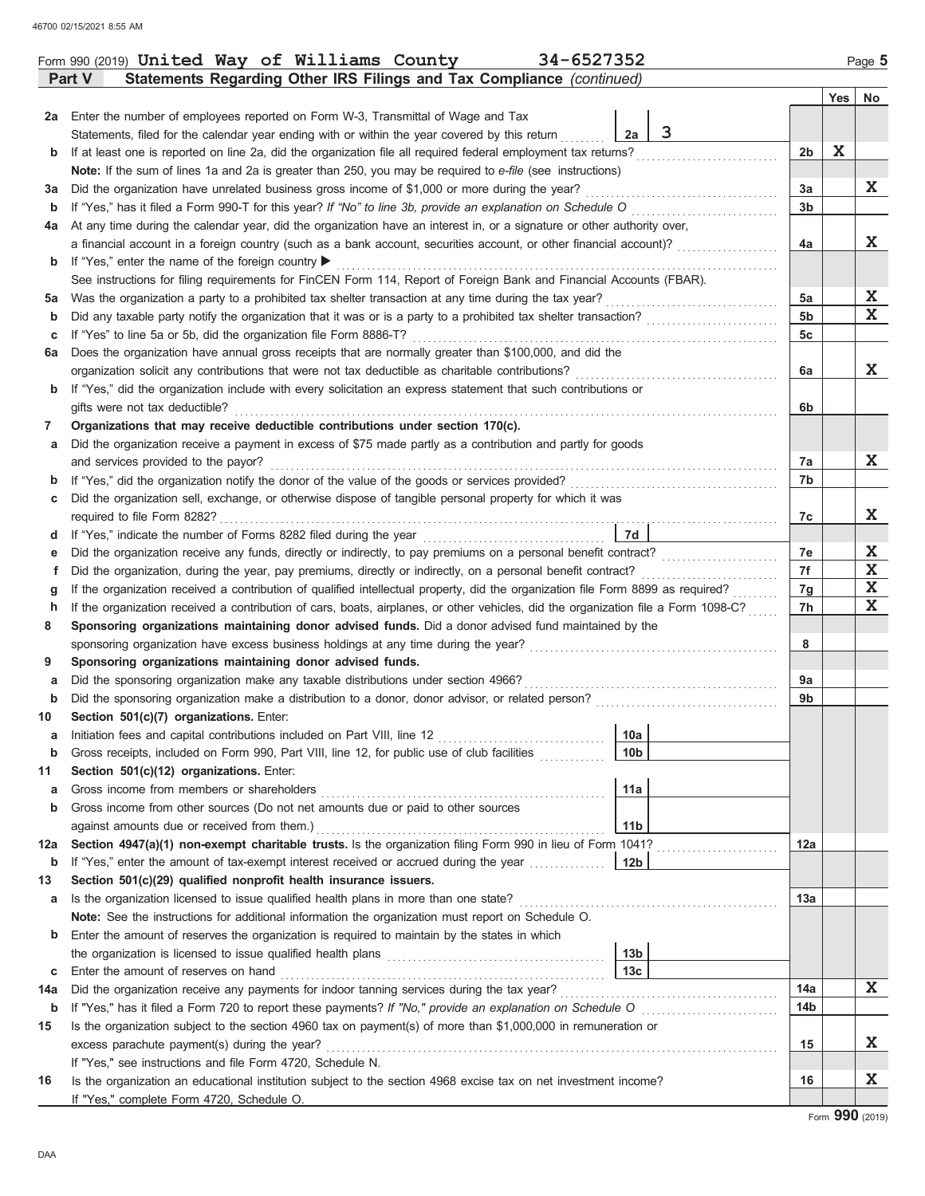Form 990 (2019) **United Way of Williams County** **34-6527352**

## Part V Statements Regarding Other IRS Filings and Tax Compliance *(continued)*

| | | | | | Yes | No |
|---|---|---|---|---|---|---|
| 2a | Enter the number of employees reported on Form W-3, Transmittal of Wage and Tax Statements, filed for the calendar year ending with or within the year covered by this return | 2a | 3 | | | |
| b | If at least one is reported on line 2a, did the organization file all required federal employment tax returns? | | | 2b | X | |
| | **Note:** If the sum of lines 1a and 2a is greater than 250, you may be required to *e-file* (see instructions) | | | | | |
| 3a | Did the organization have unrelated business gross income of $1,000 or more during the year? | | | 3a | | X |
| b | If "Yes," has it filed a Form 990-T for this year? *If "No" to line 3b, provide an explanation on Schedule O* | | | 3b | | |
| 4a | At any time during the calendar year, did the organization have an interest in, or a signature or other authority over, a financial account in a foreign country (such as a bank account, securities account, or other financial account)? | | | 4a | | X |
| b | If "Yes," enter the name of the foreign country ▶ | | | | | |
| | See instructions for filing requirements for FinCEN Form 114, Report of Foreign Bank and Financial Accounts (FBAR). | | | | | |
| 5a | Was the organization a party to a prohibited tax shelter transaction at any time during the tax year? | | | 5a | | X |
| b | Did any taxable party notify the organization that it was or is a party to a prohibited tax shelter transaction? | | | 5b | | X |
| c | If "Yes" to line 5a or 5b, did the organization file Form 8886-T? | | | 5c | | |
| 6a | Does the organization have annual gross receipts that are normally greater than $100,000, and did the organization solicit any contributions that were not tax deductible as charitable contributions? | | | 6a | | X |
| b | If "Yes," did the organization include with every solicitation an express statement that such contributions or gifts were not tax deductible? | | | 6b | | |
| 7 | **Organizations that may receive deductible contributions under section 170(c).** | | | | | |
| a | Did the organization receive a payment in excess of $75 made partly as a contribution and partly for goods and services provided to the payor? | | | 7a | | X |
| b | If "Yes," did the organization notify the donor of the value of the goods or services provided? | | | 7b | | |
| c | Did the organization sell, exchange, or otherwise dispose of tangible personal property for which it was required to file Form 8282? | | | 7c | | X |
| d | If "Yes," indicate the number of Forms 8282 filed during the year | 7d | | | | |
| e | Did the organization receive any funds, directly or indirectly, to pay premiums on a personal benefit contract? | | | 7e | | X |
| f | Did the organization, during the year, pay premiums, directly or indirectly, on a personal benefit contract? | | | 7f | | X |
| g | If the organization received a contribution of qualified intellectual property, did the organization file Form 8899 as required? | | | 7g | | X |
| h | If the organization received a contribution of cars, boats, airplanes, or other vehicles, did the organization file a Form 1098-C? | | | 7h | | X |
| 8 | **Sponsoring organizations maintaining donor advised funds.** Did a donor advised fund maintained by the sponsoring organization have excess business holdings at any time during the year? | | | 8 | | |
| 9 | **Sponsoring organizations maintaining donor advised funds.** | | | | | |
| a | Did the sponsoring organization make any taxable distributions under section 4966? | | | 9a | | |
| b | Did the sponsoring organization make a distribution to a donor, donor advisor, or related person? | | | 9b | | |
| 10 | **Section 501(c)(7) organizations.** Enter: | | | | | |
| a | Initiation fees and capital contributions included on Part VIII, line 12 | 10a | | | | |
| b | Gross receipts, included on Form 990, Part VIII, line 12, for public use of club facilities | 10b | | | | |
| 11 | **Section 501(c)(12) organizations.** Enter: | | | | | |
| a | Gross income from members or shareholders | 11a | | | | |
| b | Gross income from other sources (Do not net amounts due or paid to other sources against amounts due or received from them.) | 11b | | | | |
| 12a | **Section 4947(a)(1) non-exempt charitable trusts.** Is the organization filing Form 990 in lieu of Form 1041? | | | 12a | | |
| b | If "Yes," enter the amount of tax-exempt interest received or accrued during the year | 12b | | | | |
| 13 | **Section 501(c)(29) qualified nonprofit health insurance issuers.** | | | | | |
| a | Is the organization licensed to issue qualified health plans in more than one state? | | | 13a | | |
| | **Note:** See the instructions for additional information the organization must report on Schedule O. | | | | | |
| b | Enter the amount of reserves the organization is required to maintain by the states in which the organization is licensed to issue qualified health plans | 13b | | | | |
| c | Enter the amount of reserves on hand | 13c | | | | |
| 14a | Did the organization receive any payments for indoor tanning services during the tax year? | | | 14a | | X |
| b | If "Yes," has it filed a Form 720 to report these payments? *If "No," provide an explanation on Schedule O* | | | 14b | | |
| 15 | Is the organization subject to the section 4960 tax on payment(s) of more than $1,000,000 in remuneration or excess parachute payment(s) during the year? | | | 15 | | X |
| | If "Yes," see instructions and file Form 4720, Schedule N. | | | | | |
| 16 | Is the organization an educational institution subject to the section 4968 excise tax on net investment income? | | | 16 | | X |
| | If "Yes," complete Form 4720, Schedule O. | | | | | |

Form **990** (2019)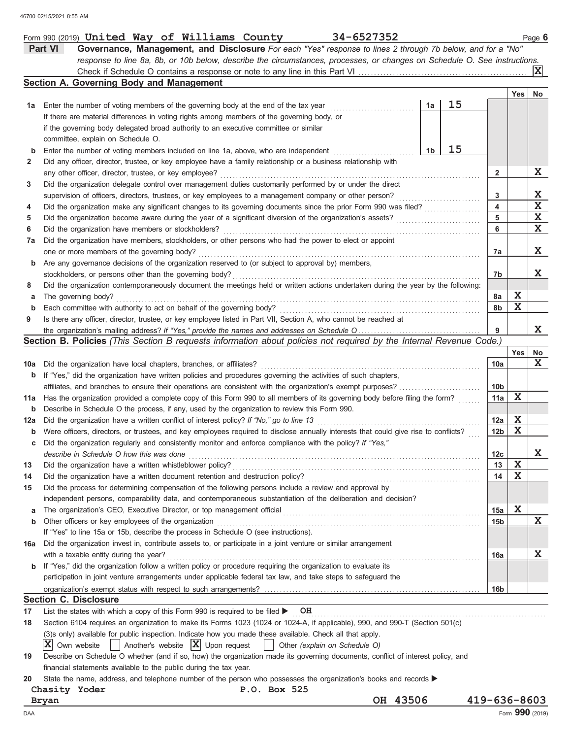Form 990 (2019) **United Way of Williams County** **34-6527352**

## Part VI Governance, Management, and Disclosure

*For each "Yes" response to lines 2 through 7b below, and for a "No" response to line 8a, 8b, or 10b below, describe the circumstances, processes, or changes on Schedule O. See instructions.*

Check if Schedule O contains a response or note to any line in this Part VI . . . [X]

### Section A. Governing Body and Management

| | | | | Yes | No |
|---|---|---|---|---|---|
| **1a** | Enter the number of voting members of the governing body at the end of the tax year | 1a | 15 | | |
| | If there are material differences in voting rights among members of the governing body, or if the governing body delegated broad authority to an executive committee or similar committee, explain on Schedule O. | | | | |
| **b** | Enter the number of voting members included on line 1a, above, who are independent | 1b | 15 | | |
| **2** | Did any officer, director, trustee, or key employee have a family relationship or a business relationship with any other officer, director, trustee, or key employee? | 2 | | | X |
| **3** | Did the organization delegate control over management duties customarily performed by or under the direct supervision of officers, directors, trustees, or key employees to a management company or other person? | 3 | | | X |
| **4** | Did the organization make any significant changes to its governing documents since the prior Form 990 was filed? | 4 | | | X |
| **5** | Did the organization become aware during the year of a significant diversion of the organization's assets? | 5 | | | X |
| **6** | Did the organization have members or stockholders? | 6 | | | X |
| **7a** | Did the organization have members, stockholders, or other persons who had the power to elect or appoint one or more members of the governing body? | 7a | | | X |
| **b** | Are any governance decisions of the organization reserved to (or subject to approval by) members, stockholders, or persons other than the governing body? | 7b | | | X |
| **8** | Did the organization contemporaneously document the meetings held or written actions undertaken during the year by the following: | | | | |
| **a** | The governing body? | 8a | | X | |
| **b** | Each committee with authority to act on behalf of the governing body? | 8b | | X | |
| **9** | Is there any officer, director, trustee, or key employee listed in Part VII, Section A, who cannot be reached at the organization's mailing address? *If "Yes," provide the names and addresses on Schedule O* | 9 | | | X |

### Section B. Policies *(This Section B requests information about policies not required by the Internal Revenue Code.)*

| | | | Yes | No |
|---|---|---|---|---|
| **10a** | Did the organization have local chapters, branches, or affiliates? | 10a | | X |
| **b** | If "Yes," did the organization have written policies and procedures governing the activities of such chapters, affiliates, and branches to ensure their operations are consistent with the organization's exempt purposes? | 10b | | |
| **11a** | Has the organization provided a complete copy of this Form 990 to all members of its governing body before filing the form? | 11a | X | |
| **b** | Describe in Schedule O the process, if any, used by the organization to review this Form 990. | | | |
| **12a** | Did the organization have a written conflict of interest policy? *If "No," go to line 13* | 12a | X | |
| **b** | Were officers, directors, or trustees, and key employees required to disclose annually interests that could give rise to conflicts? | 12b | X | |
| **c** | Did the organization regularly and consistently monitor and enforce compliance with the policy? *If "Yes," describe in Schedule O how this was done* | 12c | | X |
| **13** | Did the organization have a written whistleblower policy? | 13 | X | |
| **14** | Did the organization have a written document retention and destruction policy? | 14 | X | |
| **15** | Did the process for determining compensation of the following persons include a review and approval by independent persons, comparability data, and contemporaneous substantiation of the deliberation and decision? | | | |
| **a** | The organization's CEO, Executive Director, or top management official | 15a | X | |
| **b** | Other officers or key employees of the organization | 15b | | X |
| | If "Yes" to line 15a or 15b, describe the process in Schedule O (see instructions). | | | |
| **16a** | Did the organization invest in, contribute assets to, or participate in a joint venture or similar arrangement with a taxable entity during the year? | 16a | | X |
| **b** | If "Yes," did the organization follow a written policy or procedure requiring the organization to evaluate its participation in joint venture arrangements under applicable federal tax law, and take steps to safeguard the organization's exempt status with respect to such arrangements? | 16b | | |

### Section C. Disclosure

**17** List the states with which a copy of this Form 990 is required to be filed ▶ **OH**

**18** Section 6104 requires an organization to make its Forms 1023 (1024 or 1024-A, if applicable), 990, and 990-T (Section 501(c)(3)s only) available for public inspection. Indicate how you made these available. Check all that apply.

[X] Own website [ ] Another's website [X] Upon request [ ] Other *(explain on Schedule O)*

**19** Describe on Schedule O whether (and if so, how) the organization made its governing documents, conflict of interest policy, and financial statements available to the public during the tax year.

**20** State the name, address, and telephone number of the person who possesses the organization's books and records ▶

**Chasity Yoder** **P.O. Box 525**
**Bryan** **OH 43506** **419-636-8603**

Form **990** (2019)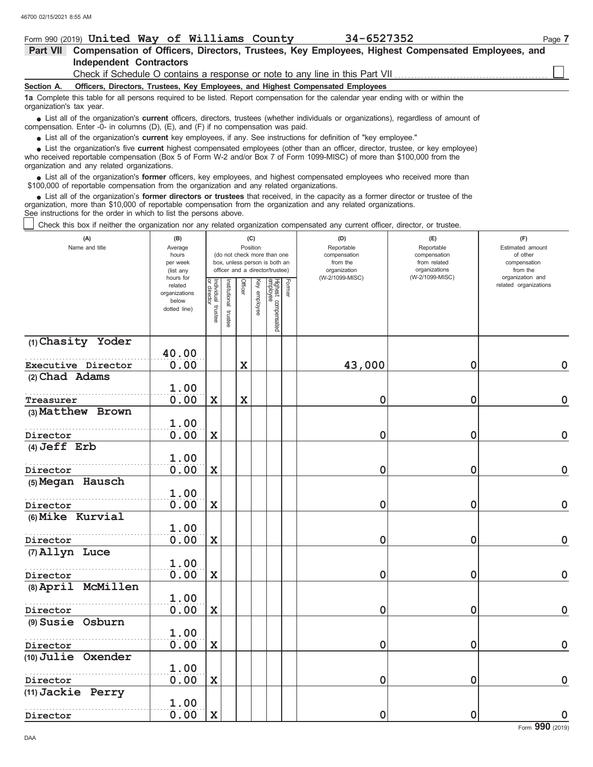Form 990 (2019) **United Way of Williams County** **34-6527352** Page **7**

## Part VII Compensation of Officers, Directors, Trustees, Key Employees, Highest Compensated Employees, and Independent Contractors

Check if Schedule O contains a response or note to any line in this Part VII ☐

### Section A. Officers, Directors, Trustees, Key Employees, and Highest Compensated Employees

**1a** Complete this table for all persons required to be listed. Report compensation for the calendar year ending with or within the organization's tax year.

- List all of the organization's **current** officers, directors, trustees (whether individuals or organizations), regardless of amount of compensation. Enter -0- in columns (D), (E), and (F) if no compensation was paid.
- List all of the organization's **current** key employees, if any. See instructions for definition of "key employee."
- List the organization's five **current** highest compensated employees (other than an officer, director, trustee, or key employee) who received reportable compensation (Box 5 of Form W-2 and/or Box 7 of Form 1099-MISC) of more than $100,000 from the organization and any related organizations.
- List all of the organization's **former** officers, key employees, and highest compensated employees who received more than $100,000 of reportable compensation from the organization and any related organizations.
- List all of the organization's **former directors or trustees** that received, in the capacity as a former director or trustee of the organization, more than $10,000 of reportable compensation from the organization and any related organizations.

See instructions for the order in which to list the persons above.

☐ Check this box if neither the organization nor any related organization compensated any current officer, director, or trustee.

| (A) Name and title | (B) Average hours per week (list any hours for related organizations below dotted line) | (C) Position (do not check more than one box, unless person is both an officer and a director/trustee) | | | | | | (D) Reportable compensation from the organization (W-2/1099-MISC) | (E) Reportable compensation from related organizations (W-2/1099-MISC) | (F) Estimated amount of other compensation from the organization and related organizations |
|---|---|---|---|---|---|---|---|---|---|---|
| | | Individual trustee or director | Institutional trustee | Officer | Key employee | Highest compensated employee | Former | | | |
| (1) Chasity Yoder<br>Executive Director | 40.00<br>0.00 | | | X | | | | 43,000 | 0 | 0 |
| (2) Chad Adams<br>Treasurer | 1.00<br>0.00 | X | | X | | | | 0 | 0 | 0 |
| (3) Matthew Brown<br>Director | 1.00<br>0.00 | X | | | | | | 0 | 0 | 0 |
| (4) Jeff Erb<br>Director | 1.00<br>0.00 | X | | | | | | 0 | 0 | 0 |
| (5) Megan Hausch<br>Director | 1.00<br>0.00 | X | | | | | | 0 | 0 | 0 |
| (6) Mike Kurvial<br>Director | 1.00<br>0.00 | X | | | | | | 0 | 0 | 0 |
| (7) Allyn Luce<br>Director | 1.00<br>0.00 | X | | | | | | 0 | 0 | 0 |
| (8) April McMillen<br>Director | 1.00<br>0.00 | X | | | | | | 0 | 0 | 0 |
| (9) Susie Osburn<br>Director | 1.00<br>0.00 | X | | | | | | 0 | 0 | 0 |
| (10) Julie Oxender<br>Director | 1.00<br>0.00 | X | | | | | | 0 | 0 | 0 |
| (11) Jackie Perry<br>Director | 1.00<br>0.00 | X | | | | | | 0 | 0 | 0 |

Form **990** (2019)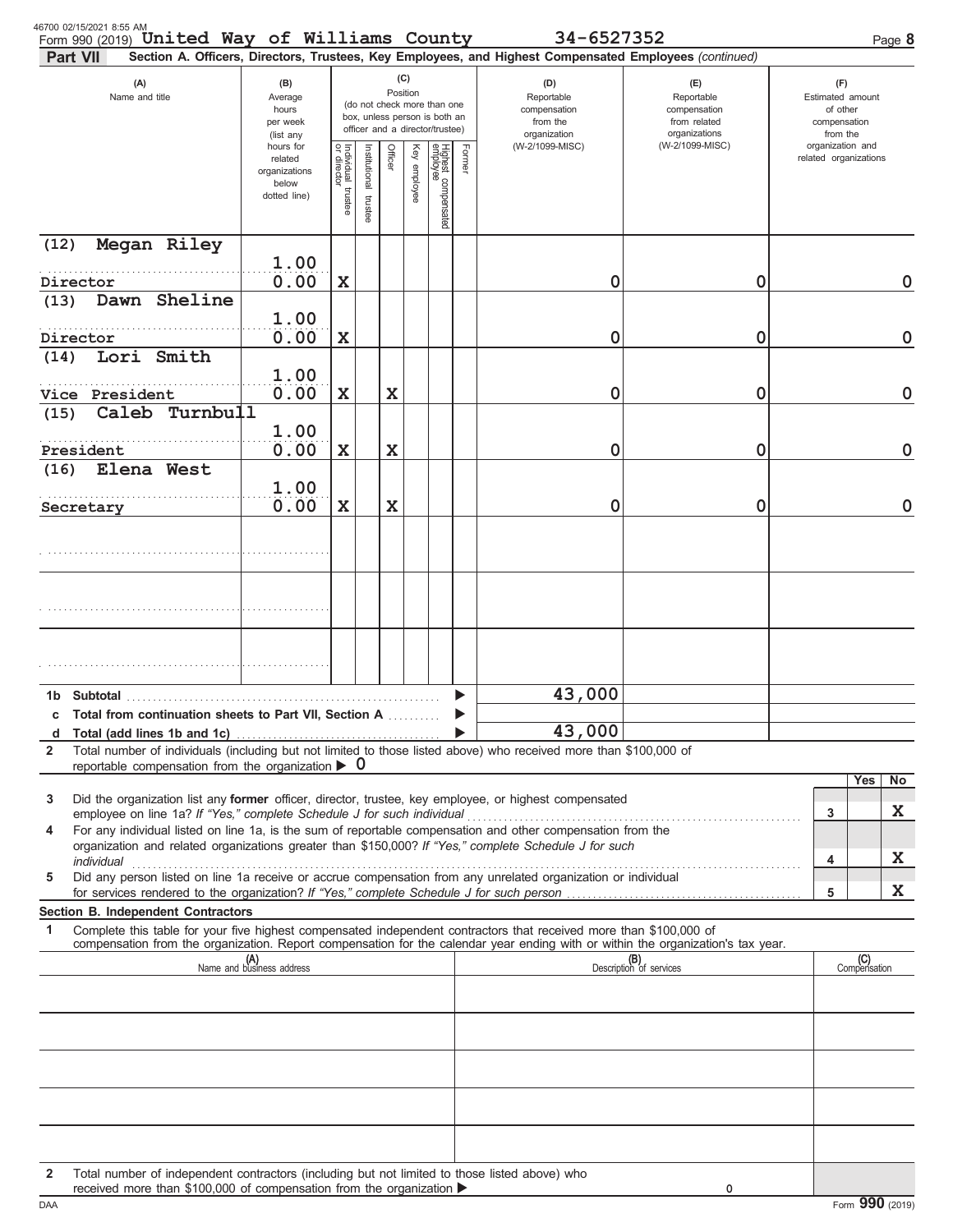Form 990 (2019) **United Way of Williams County** 34-6527352

**Part VII** Section A. Officers, Directors, Trustees, Key Employees, and Highest Compensated Employees *(continued)*

| (A) Name and title | (B) Average hours per week (list any hours for related organizations below dotted line) | (C) Position: Individual trustee or director | Institutional trustee | Officer | Key employee | Highest compensated employee | Former | (D) Reportable compensation from the organization (W-2/1099-MISC) | (E) Reportable compensation from related organizations (W-2/1099-MISC) | (F) Estimated amount of other compensation from the organization and related organizations |
|---|---|---|---|---|---|---|---|---|---|---|
| (12) Megan Riley<br>Director | 1.00<br>0.00 | X | | | | | | 0 | 0 | 0 |
| (13) Dawn Sheline<br>Director | 1.00<br>0.00 | X | | | | | | 0 | 0 | 0 |
| (14) Lori Smith<br>Vice President | 1.00<br>0.00 | X | | X | | | | 0 | 0 | 0 |
| (15) Caleb Turnbull<br>President | 1.00<br>0.00 | X | | X | | | | 0 | 0 | 0 |
| (16) Elena West<br>Secretary | 1.00<br>0.00 | X | | X | | | | 0 | 0 | 0 |
| | | | | | | | | | | |
| | | | | | | | | | | |
| | | | | | | | | | | |

| | | |
|---|---|---|
| 1b Subtotal | 43,000 | |
| c Total from continuation sheets to Part VII, Section A | | |
| d Total (add lines 1b and 1c) | 43,000 | |

2 Total number of individuals (including but not limited to those listed above) who received more than $100,000 of reportable compensation from the organization ▶ 0

| | | Yes | No |
|---|---|---|---|
| 3 Did the organization list any **former** officer, director, trustee, key employee, or highest compensated employee on line 1a? *If "Yes," complete Schedule J for such individual* | 3 | | X |
| 4 For any individual listed on line 1a, is the sum of reportable compensation and other compensation from the organization and related organizations greater than $150,000? *If "Yes," complete Schedule J for such individual* | 4 | | X |
| 5 Did any person listed on line 1a receive or accrue compensation from any unrelated organization or individual for services rendered to the organization? *If "Yes," complete Schedule J for such person* | 5 | | X |

**Section B. Independent Contractors**

1 Complete this table for your five highest compensated independent contractors that received more than $100,000 of compensation from the organization. Report compensation for the calendar year ending with or within the organization's tax year.

| (A) Name and business address | (B) Description of services | (C) Compensation |
|---|---|---|
| | | |
| | | |
| | | |
| | | |
| | | |

2 Total number of independent contractors (including but not limited to those listed above) who received more than $100,000 of compensation from the organization ▶ 0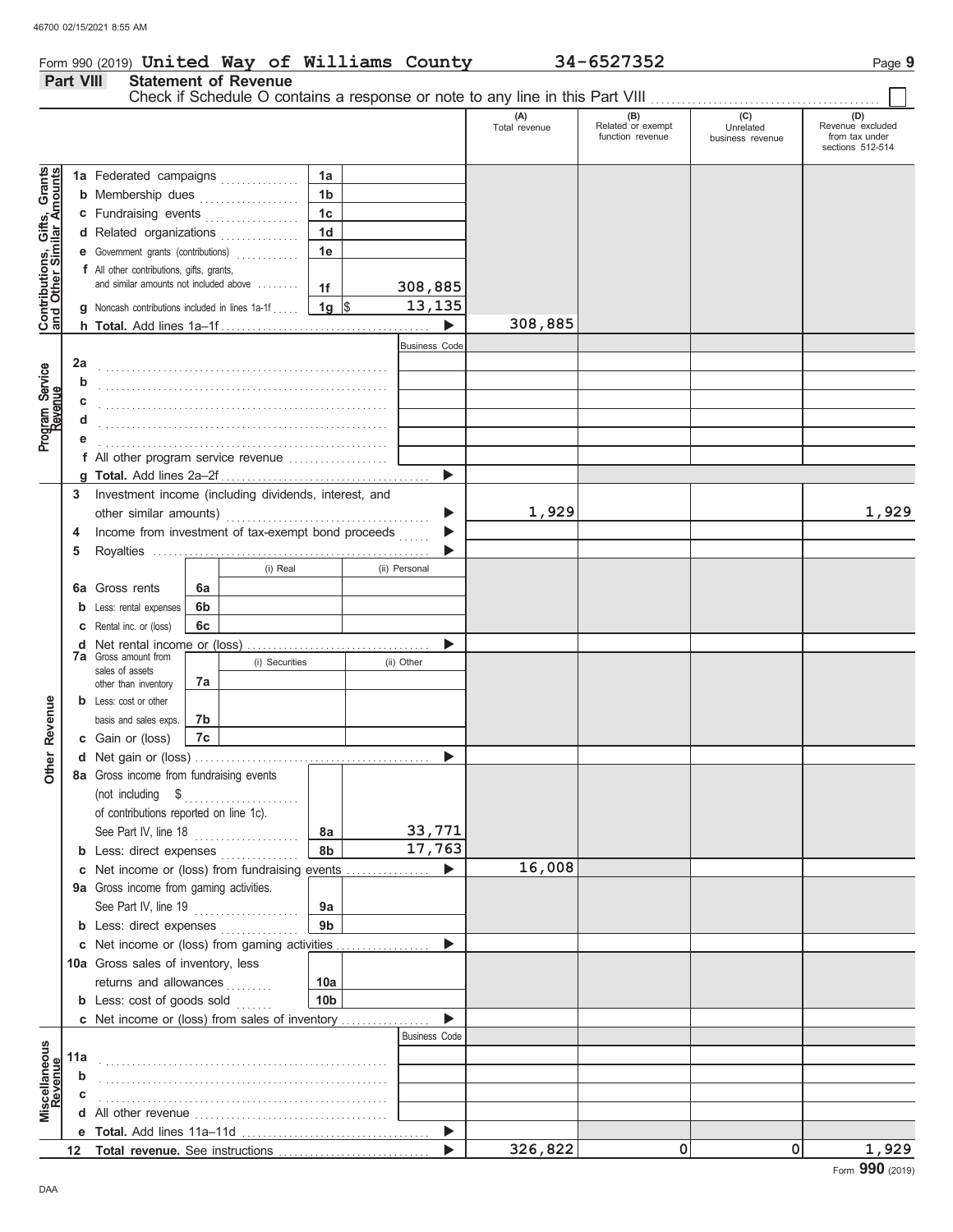Form 990 (2019) **United Way of Williams County** **34-6527352** Page **9**

## Part VIII Statement of Revenue

Check if Schedule O contains a response or note to any line in this Part VIII ☐

| | | | | (A) Total revenue | (B) Related or exempt function revenue | (C) Unrelated business revenue | (D) Revenue excluded from tax under sections 512-514 |
|---|---|---|---|---|---|---|---|
| **Contributions, Gifts, Grants and Other Similar Amounts** | 1a Federated campaigns | 1a | | | | | |
| | b Membership dues | 1b | | | | | |
| | c Fundraising events | 1c | | | | | |
| | d Related organizations | 1d | | | | | |
| | e Government grants (contributions) | 1e | | | | | |
| | f All other contributions, gifts, grants, and similar amounts not included above | 1f | 308,885 | | | | |
| | g Noncash contributions included in lines 1a-1f | 1g | $ 13,135 | | | | |
| | h **Total.** Add lines 1a–1f | | ▶ | 308,885 | | | |
| **Program Service Revenue** | | | Business Code | | | | |
| | 2a | | | | | | |
| | b | | | | | | |
| | c | | | | | | |
| | d | | | | | | |
| | e | | | | | | |
| | f All other program service revenue | | | | | | |
| | g **Total.** Add lines 2a–2f | | ▶ | | | | |
| **Other Revenue** | 3 Investment income (including dividends, interest, and other similar amounts) | | ▶ | 1,929 | | | 1,929 |
| | 4 Income from investment of tax-exempt bond proceeds | | ▶ | | | | |
| | 5 Royalties | | ▶ | | | | |
| | | (i) Real | (ii) Personal | | | | |
| | 6a Gross rents (6a) | | | | | | |
| | b Less: rental expenses (6b) | | | | | | |
| | c Rental inc. or (loss) (6c) | | | | | | |
| | d Net rental income or (loss) | | ▶ | | | | |
| | | (i) Securities | (ii) Other | | | | |
| | 7a Gross amount from sales of assets other than inventory (7a) | | | | | | |
| | b Less: cost or other basis and sales exps. (7b) | | | | | | |
| | c Gain or (loss) (7c) | | | | | | |
| | d Net gain or (loss) | | ▶ | | | | |
| | 8a Gross income from fundraising events (not including $ of contributions reported on line 1c). See Part IV, line 18 | 8a | 33,771 | | | | |
| | b Less: direct expenses | 8b | 17,763 | | | | |
| | c Net income or (loss) from fundraising events | | ▶ | 16,008 | | | |
| | 9a Gross income from gaming activities. See Part IV, line 19 | 9a | | | | | |
| | b Less: direct expenses | 9b | | | | | |
| | c Net income or (loss) from gaming activities | | ▶ | | | | |
| | 10a Gross sales of inventory, less returns and allowances | 10a | | | | | |
| | b Less: cost of goods sold | 10b | | | | | |
| | c Net income or (loss) from sales of inventory | | ▶ | | | | |
| **Miscellaneous Revenue** | | | Business Code | | | | |
| | 11a | | | | | | |
| | b | | | | | | |
| | c | | | | | | |
| | d All other revenue | | | | | | |
| | e **Total.** Add lines 11a–11d | | ▶ | | | | |
| | 12 **Total revenue.** See instructions | | ▶ | 326,822 | 0 | 0 | 1,929 |

Form **990** (2019)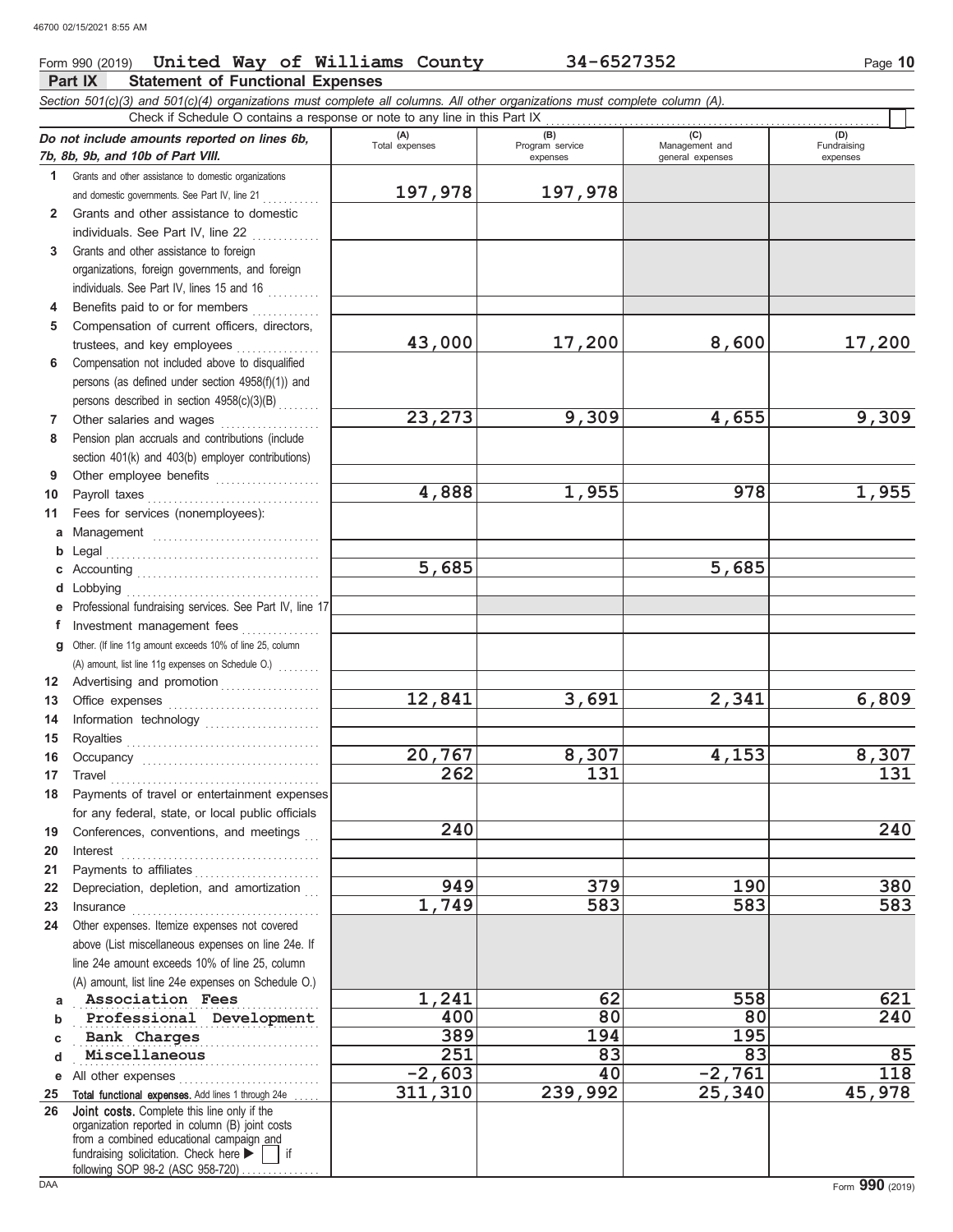Form 990 (2019) **United Way of Williams County** **34-6527352** Page **10**

## Part IX Statement of Functional Expenses

*Section 501(c)(3) and 501(c)(4) organizations must complete all columns. All other organizations must complete column (A).*

Check if Schedule O contains a response or note to any line in this Part IX ☐

| *Do not include amounts reported on lines 6b, 7b, 8b, 9b, and 10b of Part VIII.* | (A) Total expenses | (B) Program service expenses | (C) Management and general expenses | (D) Fundraising expenses |
|---|---|---|---|---|
| 1 Grants and other assistance to domestic organizations and domestic governments. See Part IV, line 21 | 197,978 | 197,978 | | |
| 2 Grants and other assistance to domestic individuals. See Part IV, line 22 | | | | |
| 3 Grants and other assistance to foreign organizations, foreign governments, and foreign individuals. See Part IV, lines 15 and 16 | | | | |
| 4 Benefits paid to or for members | | | | |
| 5 Compensation of current officers, directors, trustees, and key employees | 43,000 | 17,200 | 8,600 | 17,200 |
| 6 Compensation not included above to disqualified persons (as defined under section 4958(f)(1)) and persons described in section 4958(c)(3)(B) | | | | |
| 7 Other salaries and wages | 23,273 | 9,309 | 4,655 | 9,309 |
| 8 Pension plan accruals and contributions (include section 401(k) and 403(b) employer contributions) | | | | |
| 9 Other employee benefits | | | | |
| 10 Payroll taxes | 4,888 | 1,955 | 978 | 1,955 |
| 11 Fees for services (nonemployees): | | | | |
| a Management | | | | |
| b Legal | | | | |
| c Accounting | 5,685 | | 5,685 | |
| d Lobbying | | | | |
| e Professional fundraising services. See Part IV, line 17 | | | | |
| f Investment management fees | | | | |
| g Other. (If line 11g amount exceeds 10% of line 25, column (A) amount, list line 11g expenses on Schedule O.) | | | | |
| 12 Advertising and promotion | | | | |
| 13 Office expenses | 12,841 | 3,691 | 2,341 | 6,809 |
| 14 Information technology | | | | |
| 15 Royalties | | | | |
| 16 Occupancy | 20,767 | 8,307 | 4,153 | 8,307 |
| 17 Travel | 262 | 131 | | 131 |
| 18 Payments of travel or entertainment expenses for any federal, state, or local public officials | | | | |
| 19 Conferences, conventions, and meetings | 240 | | | 240 |
| 20 Interest | | | | |
| 21 Payments to affiliates | | | | |
| 22 Depreciation, depletion, and amortization | 949 | 379 | 190 | 380 |
| 23 Insurance | 1,749 | 583 | 583 | 583 |
| 24 Other expenses. Itemize expenses not covered above (List miscellaneous expenses on line 24e. If line 24e amount exceeds 10% of line 25, column (A) amount, list line 24e expenses on Schedule O.) | | | | |
| a Association Fees | 1,241 | 62 | 558 | 621 |
| b Professional Development | 400 | 80 | 80 | 240 |
| c Bank Charges | 389 | 194 | 195 | |
| d Miscellaneous | 251 | 83 | 83 | 85 |
| e All other expenses | -2,603 | 40 | -2,761 | 118 |
| 25 **Total functional expenses.** Add lines 1 through 24e | 311,310 | 239,992 | 25,340 | 45,978 |
| 26 **Joint costs.** Complete this line only if the organization reported in column (B) joint costs from a combined educational campaign and fundraising solicitation. Check here ▶ ☐ if following SOP 98-2 (ASC 958-720) | | | | |

Form **990** (2019)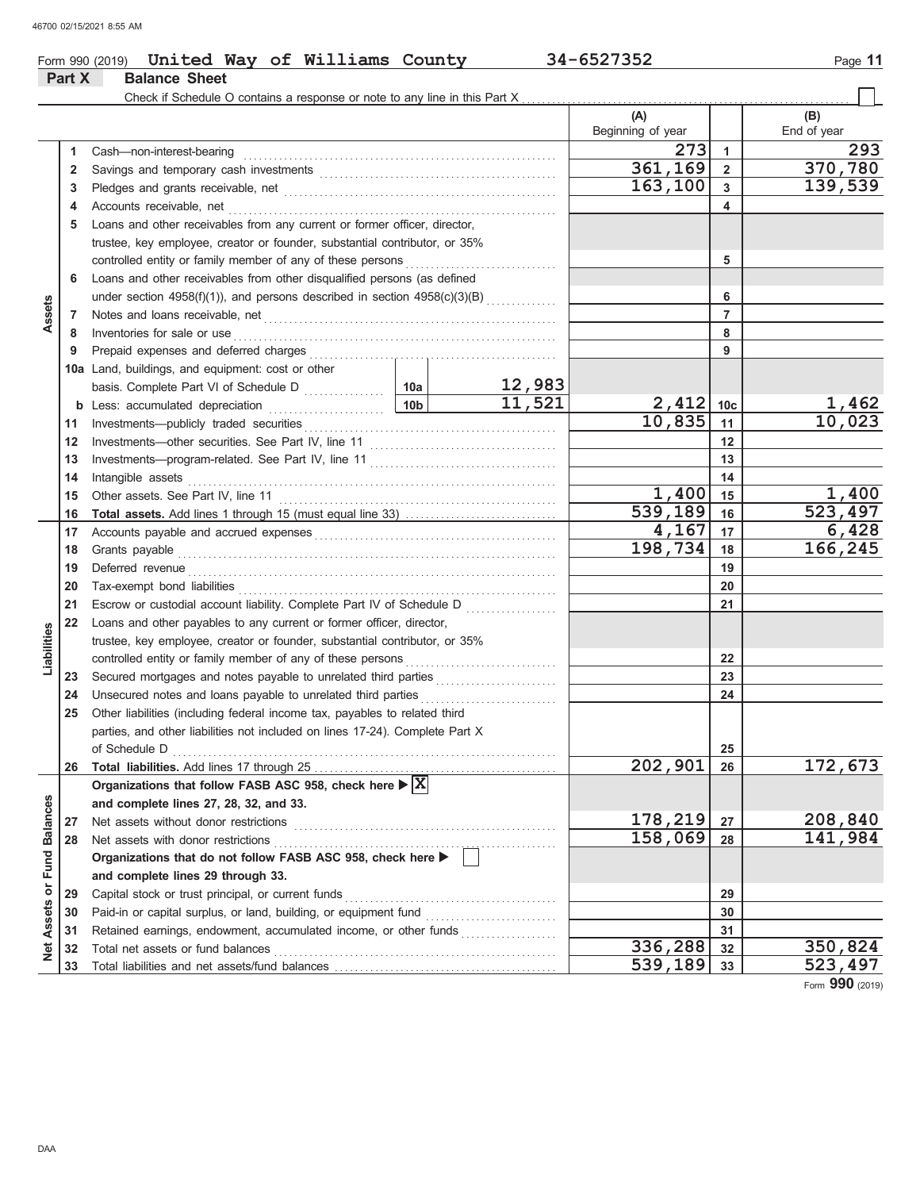Form 990 (2019) **United Way of Williams County** 34-6527352

**Part X Balance Sheet**

Check if Schedule O contains a response or note to any line in this Part X ☐

| | | | | (A) Beginning of year | | (B) End of year |
|---|---|---|---|---|---|---|
| **Assets** | 1 | Cash—non-interest-bearing | | 273 | 1 | 293 |
| | 2 | Savings and temporary cash investments | | 361,169 | 2 | 370,780 |
| | 3 | Pledges and grants receivable, net | | 163,100 | 3 | 139,539 |
| | 4 | Accounts receivable, net | | | 4 | |
| | 5 | Loans and other receivables from any current or former officer, director, trustee, key employee, creator or founder, substantial contributor, or 35% controlled entity or family member of any of these persons | | | 5 | |
| | 6 | Loans and other receivables from other disqualified persons (as defined under section 4958(f)(1)), and persons described in section 4958(c)(3)(B) | | | 6 | |
| | 7 | Notes and loans receivable, net | | | 7 | |
| | 8 | Inventories for sale or use | | | 8 | |
| | 9 | Prepaid expenses and deferred charges | | | 9 | |
| | 10a | Land, buildings, and equipment: cost or other basis. Complete Part VI of Schedule D | 10a 12,983 | | | |
| | b | Less: accumulated depreciation | 10b 11,521 | 2,412 | 10c | 1,462 |
| | 11 | Investments—publicly traded securities | | 10,835 | 11 | 10,023 |
| | 12 | Investments—other securities. See Part IV, line 11 | | | 12 | |
| | 13 | Investments—program-related. See Part IV, line 11 | | | 13 | |
| | 14 | Intangible assets | | | 14 | |
| | 15 | Other assets. See Part IV, line 11 | | 1,400 | 15 | 1,400 |
| | 16 | **Total assets.** Add lines 1 through 15 (must equal line 33) | | 539,189 | 16 | 523,497 |
| **Liabilities** | 17 | Accounts payable and accrued expenses | | 4,167 | 17 | 6,428 |
| | 18 | Grants payable | | 198,734 | 18 | 166,245 |
| | 19 | Deferred revenue | | | 19 | |
| | 20 | Tax-exempt bond liabilities | | | 20 | |
| | 21 | Escrow or custodial account liability. Complete Part IV of Schedule D | | | 21 | |
| | 22 | Loans and other payables to any current or former officer, director, trustee, key employee, creator or founder, substantial contributor, or 35% controlled entity or family member of any of these persons | | | 22 | |
| | 23 | Secured mortgages and notes payable to unrelated third parties | | | 23 | |
| | 24 | Unsecured notes and loans payable to unrelated third parties | | | 24 | |
| | 25 | Other liabilities (including federal income tax, payables to related third parties, and other liabilities not included on lines 17-24). Complete Part X of Schedule D | | | 25 | |
| | 26 | **Total liabilities.** Add lines 17 through 25 | | 202,901 | 26 | 172,673 |
| **Net Assets or Fund Balances** | | **Organizations that follow FASB ASC 958, check here ▶ ☒ and complete lines 27, 28, 32, and 33.** | | | | |
| | 27 | Net assets without donor restrictions | | 178,219 | 27 | 208,840 |
| | 28 | Net assets with donor restrictions | | 158,069 | 28 | 141,984 |
| | | **Organizations that do not follow FASB ASC 958, check here ▶ ☐ and complete lines 29 through 33.** | | | | |
| | 29 | Capital stock or trust principal, or current funds | | | 29 | |
| | 30 | Paid-in or capital surplus, or land, building, or equipment fund | | | 30 | |
| | 31 | Retained earnings, endowment, accumulated income, or other funds | | | 31 | |
| | 32 | Total net assets or fund balances | | 336,288 | 32 | 350,824 |
| | 33 | Total liabilities and net assets/fund balances | | 539,189 | 33 | 523,497 |

Form **990** (2019)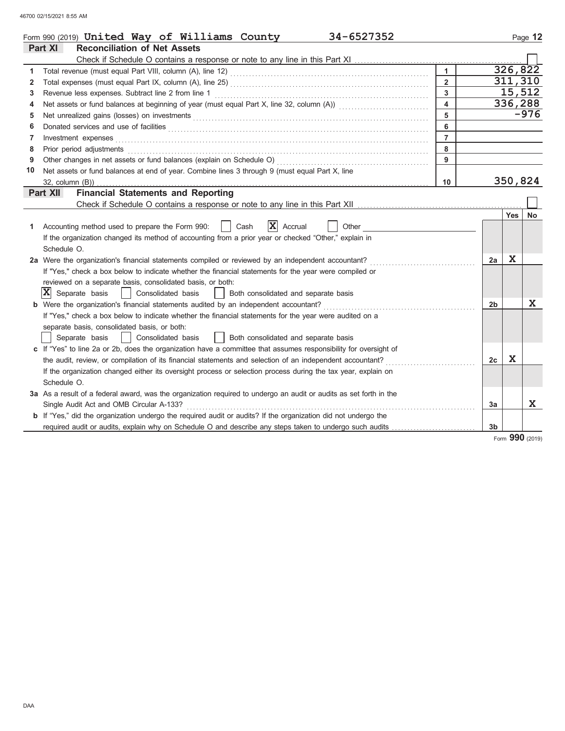Form 990 (2019) **United Way of Williams County** 34-6527352

## Part XI Reconciliation of Net Assets

Check if Schedule O contains a response or note to any line in this Part XI ☐

| | | | |
|---|---|---|---|
| 1 | Total revenue (must equal Part VIII, column (A), line 12) | 1 | 326,822 |
| 2 | Total expenses (must equal Part IX, column (A), line 25) | 2 | 311,310 |
| 3 | Revenue less expenses. Subtract line 2 from line 1 | 3 | 15,512 |
| 4 | Net assets or fund balances at beginning of year (must equal Part X, line 32, column (A)) | 4 | 336,288 |
| 5 | Net unrealized gains (losses) on investments | 5 | -976 |
| 6 | Donated services and use of facilities | 6 | |
| 7 | Investment expenses | 7 | |
| 8 | Prior period adjustments | 8 | |
| 9 | Other changes in net assets or fund balances (explain on Schedule O) | 9 | |
| 10 | Net assets or fund balances at end of year. Combine lines 3 through 9 (must equal Part X, line 32, column (B)) | 10 | 350,824 |

## Part XII Financial Statements and Reporting

Check if Schedule O contains a response or note to any line in this Part XII ☐

| | | | Yes | No |
|---|---|---|---|---|
| 1 | Accounting method used to prepare the Form 990: ☐ Cash ☒ Accrual ☐ Other<br>If the organization changed its method of accounting from a prior year or checked "Other," explain in Schedule O. | | | |
| 2a | Were the organization's financial statements compiled or reviewed by an independent accountant?<br>If "Yes," check a box below to indicate whether the financial statements for the year were compiled or reviewed on a separate basis, consolidated basis, or both:<br>☒ Separate basis ☐ Consolidated basis ☐ Both consolidated and separate basis | 2a | X | |
| b | Were the organization's financial statements audited by an independent accountant?<br>If "Yes," check a box below to indicate whether the financial statements for the year were audited on a separate basis, consolidated basis, or both:<br>☐ Separate basis ☐ Consolidated basis ☐ Both consolidated and separate basis | 2b | | X |
| c | If "Yes" to line 2a or 2b, does the organization have a committee that assumes responsibility for oversight of the audit, review, or compilation of its financial statements and selection of an independent accountant?<br>If the organization changed either its oversight process or selection process during the tax year, explain on Schedule O. | 2c | X | |
| 3a | As a result of a federal award, was the organization required to undergo an audit or audits as set forth in the Single Audit Act and OMB Circular A-133? | 3a | | X |
| b | If "Yes," did the organization undergo the required audit or audits? If the organization did not undergo the required audit or audits, explain why on Schedule O and describe any steps taken to undergo such audits | 3b | | |

Form **990** (2019)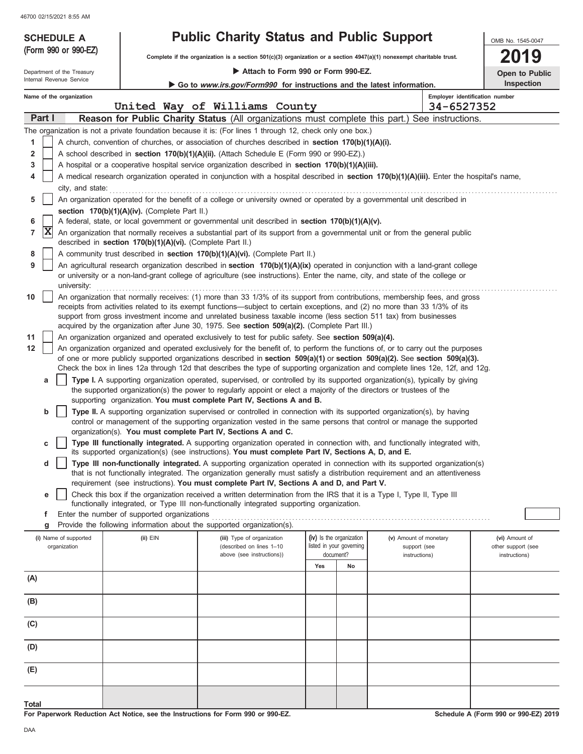46700 02/15/2021 8:55 AM

**SCHEDULE A**
**(Form 990 or 990-EZ)**

Department of the Treasury
Internal Revenue Service

# Public Charity Status and Public Support

**Complete if the organization is a section 501(c)(3) organization or a section 4947(a)(1) nonexempt charitable trust.**

▶ **Attach to Form 990 or Form 990-EZ.**

▶ **Go to *www.irs.gov/Form990* for instructions and the latest information.**

OMB No. 1545-0047

**2019**

**Open to Public Inspection**

Name of the organization: United Way of Williams County

Employer identification number: 34-6527352

**Part I** **Reason for Public Charity Status** (All organizations must complete this part.) See instructions.

The organization is not a private foundation because it is: (For lines 1 through 12, check only one box.)

1 [ ] A church, convention of churches, or association of churches described in **section 170(b)(1)(A)(i).**

2 [ ] A school described in **section 170(b)(1)(A)(ii).** (Attach Schedule E (Form 990 or 990-EZ).)

3 [ ] A hospital or a cooperative hospital service organization described in **section 170(b)(1)(A)(iii).**

4 [ ] A medical research organization operated in conjunction with a hospital described in **section 170(b)(1)(A)(iii).** Enter the hospital's name, city, and state:

5 [ ] An organization operated for the benefit of a college or university owned or operated by a governmental unit described in **section 170(b)(1)(A)(iv).** (Complete Part II.)

6 [ ] A federal, state, or local government or governmental unit described in **section 170(b)(1)(A)(v).**

7 [X] An organization that normally receives a substantial part of its support from a governmental unit or from the general public described in **section 170(b)(1)(A)(vi).** (Complete Part II.)

8 [ ] A community trust described in **section 170(b)(1)(A)(vi).** (Complete Part II.)

9 [ ] An agricultural research organization described in **section 170(b)(1)(A)(ix)** operated in conjunction with a land-grant college or university or a non-land-grant college of agriculture (see instructions). Enter the name, city, and state of the college or university:

10 [ ] An organization that normally receives: (1) more than 33 1/3% of its support from contributions, membership fees, and gross receipts from activities related to its exempt functions—subject to certain exceptions, and (2) no more than 33 1/3% of its support from gross investment income and unrelated business taxable income (less section 511 tax) from businesses acquired by the organization after June 30, 1975. See **section 509(a)(2).** (Complete Part III.)

11 [ ] An organization organized and operated exclusively to test for public safety. See **section 509(a)(4).**

12 [ ] An organization organized and operated exclusively for the benefit of, to perform the functions of, or to carry out the purposes of one or more publicly supported organizations described in **section 509(a)(1)** or **section 509(a)(2).** See **section 509(a)(3).** Check the box in lines 12a through 12d that describes the type of supporting organization and complete lines 12e, 12f, and 12g.

a [ ] **Type I.** A supporting organization operated, supervised, or controlled by its supported organization(s), typically by giving the supported organization(s) the power to regularly appoint or elect a majority of the directors or trustees of the supporting organization. **You must complete Part IV, Sections A and B.**

b [ ] **Type II.** A supporting organization supervised or controlled in connection with its supported organization(s), by having control or management of the supporting organization vested in the same persons that control or manage the supported organization(s). **You must complete Part IV, Sections A and C.**

c [ ] **Type III functionally integrated.** A supporting organization operated in connection with, and functionally integrated with, its supported organization(s) (see instructions). **You must complete Part IV, Sections A, D, and E.**

d [ ] **Type III non-functionally integrated.** A supporting organization operated in connection with its supported organization(s) that is not functionally integrated. The organization generally must satisfy a distribution requirement and an attentiveness requirement (see instructions). **You must complete Part IV, Sections A and D, and Part V.**

e [ ] Check this box if the organization received a written determination from the IRS that it is a Type I, Type II, Type III functionally integrated, or Type III non-functionally integrated supporting organization.

f Enter the number of supported organizations

g Provide the following information about the supported organization(s).

| (i) Name of supported organization | (ii) EIN | (iii) Type of organization (described on lines 1–10 above (see instructions)) | (iv) Is the organization listed in your governing document? Yes | No | (v) Amount of monetary support (see instructions) | (vi) Amount of other support (see instructions) |
|---|---|---|---|---|---|---|
| (A) | | | | | | |
| (B) | | | | | | |
| (C) | | | | | | |
| (D) | | | | | | |
| (E) | | | | | | |
| **Total** | | | | | | |

**For Paperwork Reduction Act Notice, see the Instructions for Form 990 or 990-EZ.**

**Schedule A (Form 990 or 990-EZ) 2019**

DAA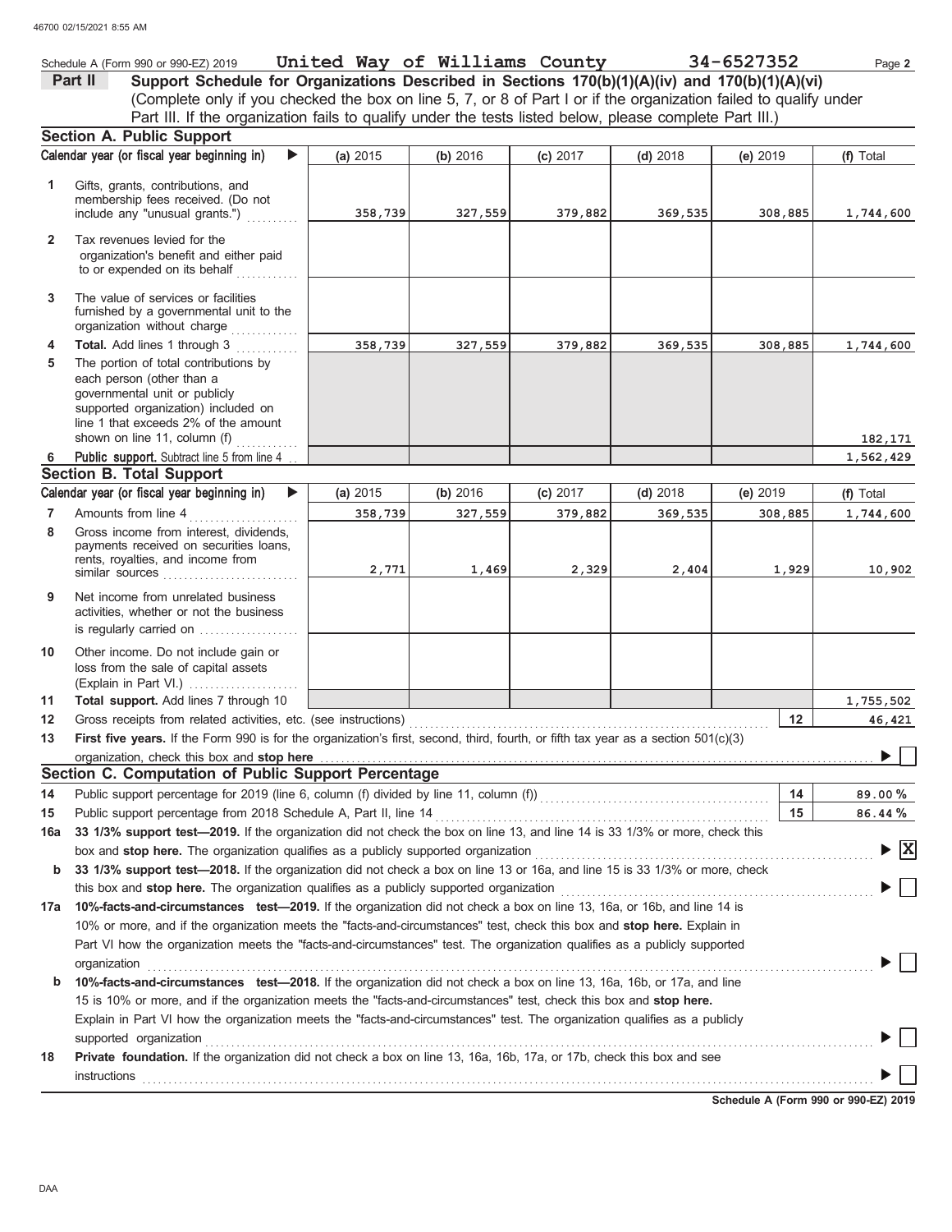Schedule A (Form 990 or 990-EZ) 2019 **United Way of Williams County** **34-6527352** Page **2**

## Part II Support Schedule for Organizations Described in Sections 170(b)(1)(A)(iv) and 170(b)(1)(A)(vi)

(Complete only if you checked the box on line 5, 7, or 8 of Part I or if the organization failed to qualify under Part III. If the organization fails to qualify under the tests listed below, please complete Part III.)

### Section A. Public Support

| | Calendar year (or fiscal year beginning in) ▶ | (a) 2015 | (b) 2016 | (c) 2017 | (d) 2018 | (e) 2019 | (f) Total |
|---|---|---|---|---|---|---|---|
| 1 | Gifts, grants, contributions, and membership fees received. (Do not include any "unusual grants.") | 358,739 | 327,559 | 379,882 | 369,535 | 308,885 | 1,744,600 |
| 2 | Tax revenues levied for the organization's benefit and either paid to or expended on its behalf | | | | | | |
| 3 | The value of services or facilities furnished by a governmental unit to the organization without charge | | | | | | |
| 4 | **Total.** Add lines 1 through 3 | 358,739 | 327,559 | 379,882 | 369,535 | 308,885 | 1,744,600 |
| 5 | The portion of total contributions by each person (other than a governmental unit or publicly supported organization) included on line 1 that exceeds 2% of the amount shown on line 11, column (f) | | | | | | 182,171 |
| 6 | **Public support.** Subtract line 5 from line 4 | | | | | | 1,562,429 |

### Section B. Total Support

| | Calendar year (or fiscal year beginning in) ▶ | (a) 2015 | (b) 2016 | (c) 2017 | (d) 2018 | (e) 2019 | (f) Total |
|---|---|---|---|---|---|---|---|
| 7 | Amounts from line 4 | 358,739 | 327,559 | 379,882 | 369,535 | 308,885 | 1,744,600 |
| 8 | Gross income from interest, dividends, payments received on securities loans, rents, royalties, and income from similar sources | 2,771 | 1,469 | 2,329 | 2,404 | 1,929 | 10,902 |
| 9 | Net income from unrelated business activities, whether or not the business is regularly carried on | | | | | | |
| 10 | Other income. Do not include gain or loss from the sale of capital assets (Explain in Part VI.) | | | | | | |
| 11 | **Total support.** Add lines 7 through 10 | | | | | | 1,755,502 |

**12** Gross receipts from related activities, etc. (see instructions) **12** 46,421

**13** **First five years.** If the Form 990 is for the organization's first, second, third, fourth, or fifth tax year as a section 501(c)(3) organization, check this box and **stop here** ▶ ☐

### Section C. Computation of Public Support Percentage

**14** Public support percentage for 2019 (line 6, column (f) divided by line 11, column (f)) **14** 89.00 %

**15** Public support percentage from 2018 Schedule A, Part II, line 14 **15** 86.44 %

**16a** **33 1/3% support test—2019.** If the organization did not check the box on line 13, and line 14 is 33 1/3% or more, check this box and **stop here.** The organization qualifies as a publicly supported organization ▶ ☒

**b** **33 1/3% support test—2018.** If the organization did not check a box on line 13 or 16a, and line 15 is 33 1/3% or more, check this box and **stop here.** The organization qualifies as a publicly supported organization ▶ ☐

**17a** **10%-facts-and-circumstances test—2019.** If the organization did not check a box on line 13, 16a, or 16b, and line 14 is 10% or more, and if the organization meets the "facts-and-circumstances" test, check this box and **stop here.** Explain in Part VI how the organization meets the "facts-and-circumstances" test. The organization qualifies as a publicly supported organization ▶ ☐

**b** **10%-facts-and-circumstances test—2018.** If the organization did not check a box on line 13, 16a, 16b, or 17a, and line 15 is 10% or more, and if the organization meets the "facts-and-circumstances" test, check this box and **stop here.** Explain in Part VI how the organization meets the "facts-and-circumstances" test. The organization qualifies as a publicly supported organization ▶ ☐

**18** **Private foundation.** If the organization did not check a box on line 13, 16a, 16b, 17a, or 17b, check this box and see instructions ▶ ☐

**Schedule A (Form 990 or 990-EZ) 2019**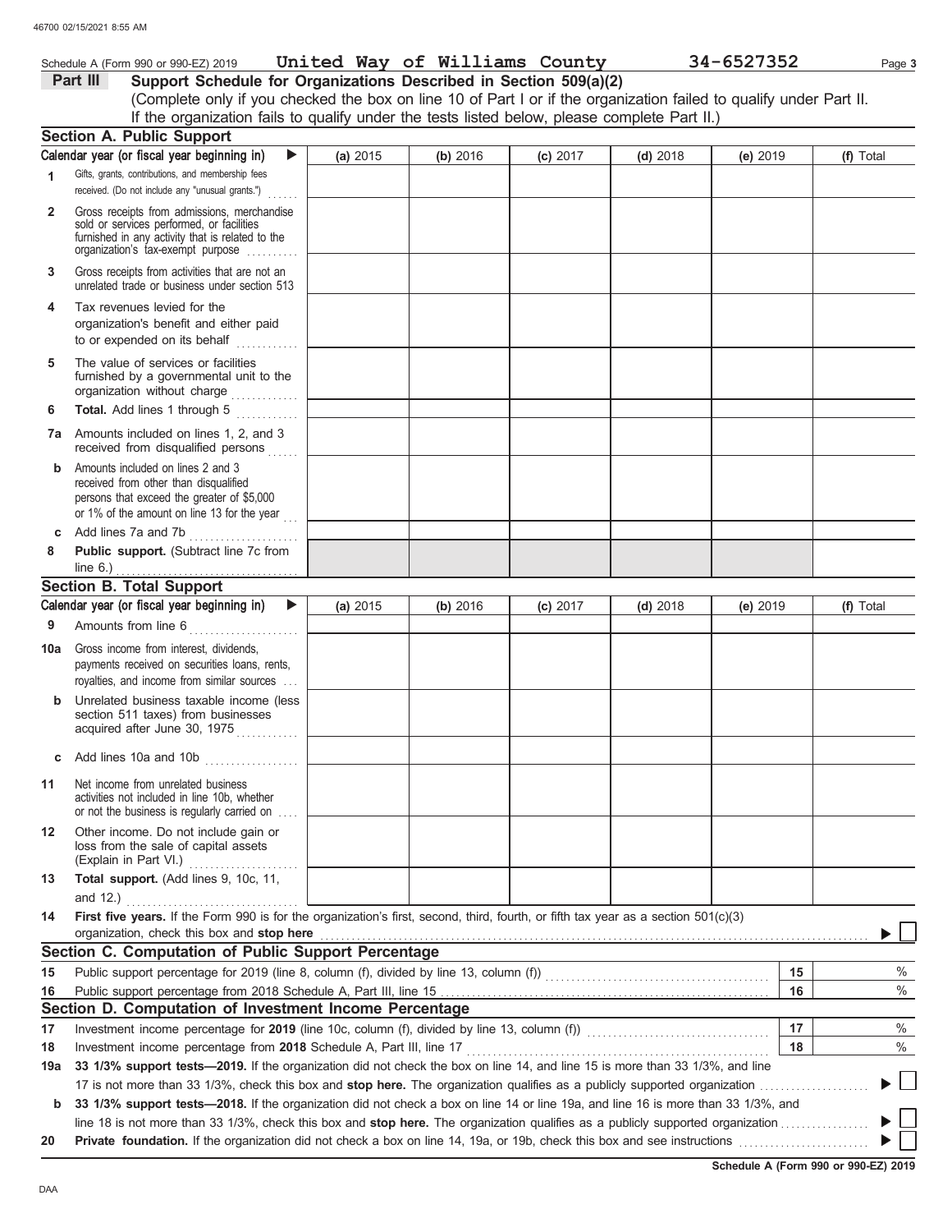Schedule A (Form 990 or 990-EZ) 2019 **United Way of Williams County** **34-6527352**

**Part III** **Support Schedule for Organizations Described in Section 509(a)(2)**

(Complete only if you checked the box on line 10 of Part I or if the organization failed to qualify under Part II. If the organization fails to qualify under the tests listed below, please complete Part II.)

### Section A. Public Support

| Calendar year (or fiscal year beginning in) ▶ | (a) 2015 | (b) 2016 | (c) 2017 | (d) 2018 | (e) 2019 | (f) Total |
|---|---|---|---|---|---|---|
| 1 Gifts, grants, contributions, and membership fees received. (Do not include any "unusual grants.") | | | | | | |
| 2 Gross receipts from admissions, merchandise sold or services performed, or facilities furnished in any activity that is related to the organization's tax-exempt purpose | | | | | | |
| 3 Gross receipts from activities that are not an unrelated trade or business under section 513 | | | | | | |
| 4 Tax revenues levied for the organization's benefit and either paid to or expended on its behalf | | | | | | |
| 5 The value of services or facilities furnished by a governmental unit to the organization without charge | | | | | | |
| 6 **Total.** Add lines 1 through 5 | | | | | | |
| 7a Amounts included on lines 1, 2, and 3 received from disqualified persons | | | | | | |
| b Amounts included on lines 2 and 3 received from other than disqualified persons that exceed the greater of $5,000 or 1% of the amount on line 13 for the year | | | | | | |
| c Add lines 7a and 7b | | | | | | |
| 8 **Public support.** (Subtract line 7c from line 6.) | | | | | | |

### Section B. Total Support

| Calendar year (or fiscal year beginning in) ▶ | (a) 2015 | (b) 2016 | (c) 2017 | (d) 2018 | (e) 2019 | (f) Total |
|---|---|---|---|---|---|---|
| 9 Amounts from line 6 | | | | | | |
| 10a Gross income from interest, dividends, payments received on securities loans, rents, royalties, and income from similar sources | | | | | | |
| b Unrelated business taxable income (less section 511 taxes) from businesses acquired after June 30, 1975 | | | | | | |
| c Add lines 10a and 10b | | | | | | |
| 11 Net income from unrelated business activities not included in line 10b, whether or not the business is regularly carried on | | | | | | |
| 12 Other income. Do not include gain or loss from the sale of capital assets (Explain in Part VI.) | | | | | | |
| 13 **Total support.** (Add lines 9, 10c, 11, and 12.) | | | | | | |

14 **First five years.** If the Form 990 is for the organization's first, second, third, fourth, or fifth tax year as a section 501(c)(3) organization, check this box and **stop here** ▶ ☐

### Section C. Computation of Public Support Percentage

| | | | |
|---|---|---|---|
| 15 | Public support percentage for 2019 (line 8, column (f), divided by line 13, column (f)) | 15 | % |
| 16 | Public support percentage from 2018 Schedule A, Part III, line 15 | 16 | % |

### Section D. Computation of Investment Income Percentage

| | | | |
|---|---|---|---|
| 17 | Investment income percentage for **2019** (line 10c, column (f), divided by line 13, column (f)) | 17 | % |
| 18 | Investment income percentage from **2018** Schedule A, Part III, line 17 | 18 | % |

19a **33 1/3% support tests—2019.** If the organization did not check the box on line 14, and line 15 is more than 33 1/3%, and line 17 is not more than 33 1/3%, check this box and **stop here.** The organization qualifies as a publicly supported organization ▶ ☐

b **33 1/3% support tests—2018.** If the organization did not check a box on line 14 or line 19a, and line 16 is more than 33 1/3%, and line 18 is not more than 33 1/3%, check this box and **stop here.** The organization qualifies as a publicly supported organization ▶ ☐

20 **Private foundation.** If the organization did not check a box on line 14, 19a, or 19b, check this box and see instructions ▶ ☐

**Schedule A (Form 990 or 990-EZ) 2019**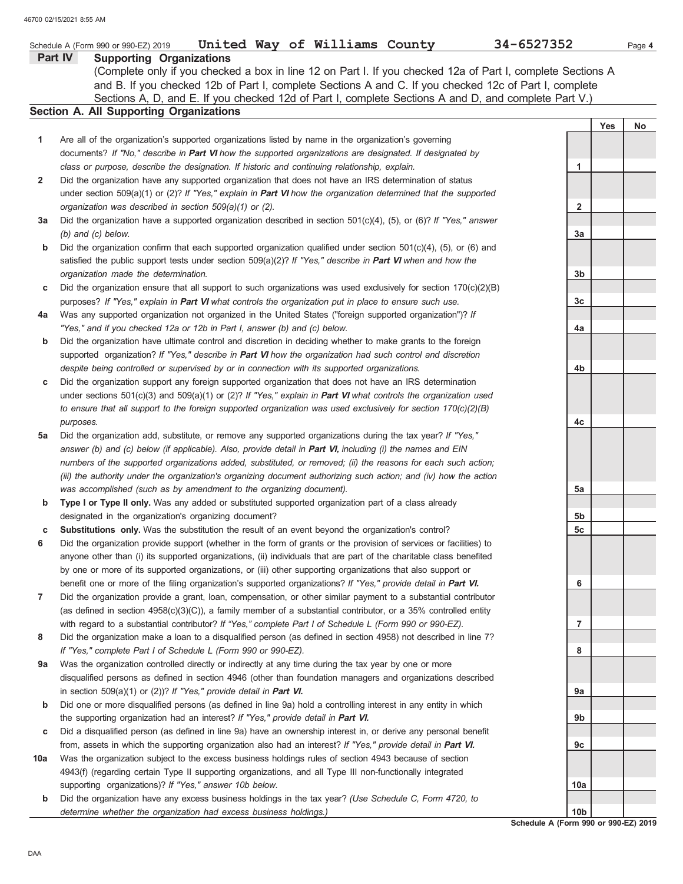Schedule A (Form 990 or 990-EZ) 2019 **United Way of Williams County** **34-6527352**

## Part IV Supporting Organizations

(Complete only if you checked a box in line 12 on Part I. If you checked 12a of Part I, complete Sections A and B. If you checked 12b of Part I, complete Sections A and C. If you checked 12c of Part I, complete Sections A, D, and E. If you checked 12d of Part I, complete Sections A and D, and complete Part V.)

### Section A. All Supporting Organizations

| | | | Yes | No |
|---|---|---|---|---|
| **1** | Are all of the organization's supported organizations listed by name in the organization's governing documents? *If "No," describe in **Part VI** how the supported organizations are designated. If designated by class or purpose, describe the designation. If historic and continuing relationship, explain.* | 1 | | |
| **2** | Did the organization have any supported organization that does not have an IRS determination of status under section 509(a)(1) or (2)? *If "Yes," explain in **Part VI** how the organization determined that the supported organization was described in section 509(a)(1) or (2).* | 2 | | |
| **3a** | Did the organization have a supported organization described in section 501(c)(4), (5), or (6)? *If "Yes," answer (b) and (c) below.* | 3a | | |
| **b** | Did the organization confirm that each supported organization qualified under section 501(c)(4), (5), or (6) and satisfied the public support tests under section 509(a)(2)? *If "Yes," describe in **Part VI** when and how the organization made the determination.* | 3b | | |
| **c** | Did the organization ensure that all support to such organizations was used exclusively for section 170(c)(2)(B) purposes? *If "Yes," explain in **Part VI** what controls the organization put in place to ensure such use.* | 3c | | |
| **4a** | Was any supported organization not organized in the United States ("foreign supported organization")? *If "Yes," and if you checked 12a or 12b in Part I, answer (b) and (c) below.* | 4a | | |
| **b** | Did the organization have ultimate control and discretion in deciding whether to make grants to the foreign supported organization? *If "Yes," describe in **Part VI** how the organization had such control and discretion despite being controlled or supervised by or in connection with its supported organizations.* | 4b | | |
| **c** | Did the organization support any foreign supported organization that does not have an IRS determination under sections 501(c)(3) and 509(a)(1) or (2)? *If "Yes," explain in **Part VI** what controls the organization used to ensure that all support to the foreign supported organization was used exclusively for section 170(c)(2)(B) purposes.* | 4c | | |
| **5a** | Did the organization add, substitute, or remove any supported organizations during the tax year? *If "Yes," answer (b) and (c) below (if applicable). Also, provide detail in **Part VI,** including (i) the names and EIN numbers of the supported organizations added, substituted, or removed; (ii) the reasons for each such action; (iii) the authority under the organization's organizing document authorizing such action; and (iv) how the action was accomplished (such as by amendment to the organizing document).* | 5a | | |
| **b** | **Type I or Type II only.** Was any added or substituted supported organization part of a class already designated in the organization's organizing document? | 5b | | |
| **c** | **Substitutions only.** Was the substitution the result of an event beyond the organization's control? | 5c | | |
| **6** | Did the organization provide support (whether in the form of grants or the provision of services or facilities) to anyone other than (i) its supported organizations, (ii) individuals that are part of the charitable class benefited by one or more of its supported organizations, or (iii) other supporting organizations that also support or benefit one or more of the filing organization's supported organizations? *If "Yes," provide detail in **Part VI.*** | 6 | | |
| **7** | Did the organization provide a grant, loan, compensation, or other similar payment to a substantial contributor (as defined in section 4958(c)(3)(C)), a family member of a substantial contributor, or a 35% controlled entity with regard to a substantial contributor? *If "Yes," complete Part I of Schedule L (Form 990 or 990-EZ).* | 7 | | |
| **8** | Did the organization make a loan to a disqualified person (as defined in section 4958) not described in line 7? *If "Yes," complete Part I of Schedule L (Form 990 or 990-EZ).* | 8 | | |
| **9a** | Was the organization controlled directly or indirectly at any time during the tax year by one or more disqualified persons as defined in section 4946 (other than foundation managers and organizations described in section 509(a)(1) or (2))? *If "Yes," provide detail in **Part VI.*** | 9a | | |
| **b** | Did one or more disqualified persons (as defined in line 9a) hold a controlling interest in any entity in which the supporting organization had an interest? *If "Yes," provide detail in **Part VI.*** | 9b | | |
| **c** | Did a disqualified person (as defined in line 9a) have an ownership interest in, or derive any personal benefit from, assets in which the supporting organization also had an interest? *If "Yes," provide detail in **Part VI.*** | 9c | | |
| **10a** | Was the organization subject to the excess business holdings rules of section 4943 because of section 4943(f) (regarding certain Type II supporting organizations, and all Type III non-functionally integrated supporting organizations)? *If "Yes," answer 10b below.* | 10a | | |
| **b** | Did the organization have any excess business holdings in the tax year? *(Use Schedule C, Form 4720, to determine whether the organization had excess business holdings.)* | 10b | | |

**Schedule A (Form 990 or 990-EZ) 2019**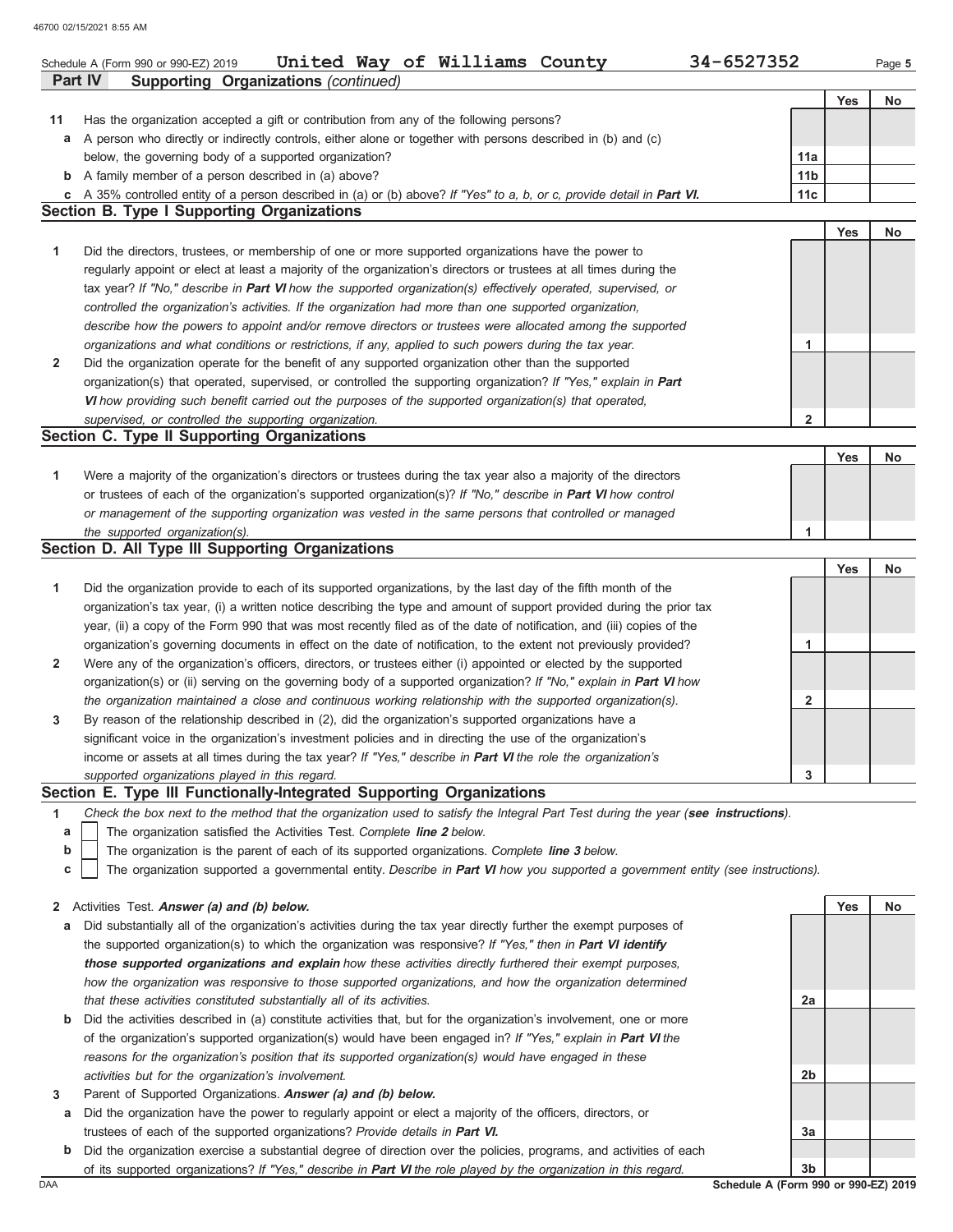Schedule A (Form 990 or 990-EZ) 2019 **United Way of Williams County** 34-6527352 Page **5**

**Part IV Supporting Organizations** *(continued)*

| | | | Yes | No |
|---|---|---|---|---|
| **11** | Has the organization accepted a gift or contribution from any of the following persons? | | | |
| **a** | A person who directly or indirectly controls, either alone or together with persons described in (b) and (c) below, the governing body of a supported organization? | 11a | | |
| **b** | A family member of a person described in (a) above? | 11b | | |
| **c** | A 35% controlled entity of a person described in (a) or (b) above? *If "Yes" to a, b, or c, provide detail in* ***Part VI.*** | 11c | | |

## Section B. Type I Supporting Organizations

| | | | Yes | No |
|---|---|---|---|---|
| **1** | Did the directors, trustees, or membership of one or more supported organizations have the power to regularly appoint or elect at least a majority of the organization's directors or trustees at all times during the tax year? *If "No," describe in* ***Part VI*** *how the supported organization(s) effectively operated, supervised, or controlled the organization's activities. If the organization had more than one supported organization, describe how the powers to appoint and/or remove directors or trustees were allocated among the supported organizations and what conditions or restrictions, if any, applied to such powers during the tax year.* | 1 | | |
| **2** | Did the organization operate for the benefit of any supported organization other than the supported organization(s) that operated, supervised, or controlled the supporting organization? *If "Yes," explain in* ***Part VI*** *how providing such benefit carried out the purposes of the supported organization(s) that operated, supervised, or controlled the supporting organization.* | 2 | | |

## Section C. Type II Supporting Organizations

| | | | Yes | No |
|---|---|---|---|---|
| **1** | Were a majority of the organization's directors or trustees during the tax year also a majority of the directors or trustees of each of the organization's supported organization(s)? *If "No," describe in* ***Part VI*** *how control or management of the supporting organization was vested in the same persons that controlled or managed the supported organization(s).* | 1 | | |

## Section D. All Type III Supporting Organizations

| | | | Yes | No |
|---|---|---|---|---|
| **1** | Did the organization provide to each of its supported organizations, by the last day of the fifth month of the organization's tax year, (i) a written notice describing the type and amount of support provided during the prior tax year, (ii) a copy of the Form 990 that was most recently filed as of the date of notification, and (iii) copies of the organization's governing documents in effect on the date of notification, to the extent not previously provided? | 1 | | |
| **2** | Were any of the organization's officers, directors, or trustees either (i) appointed or elected by the supported organization(s) or (ii) serving on the governing body of a supported organization? *If "No," explain in* ***Part VI*** *how the organization maintained a close and continuous working relationship with the supported organization(s).* | 2 | | |
| **3** | By reason of the relationship described in (2), did the organization's supported organizations have a significant voice in the organization's investment policies and in directing the use of the organization's income or assets at all times during the tax year? *If "Yes," describe in* ***Part VI*** *the role the organization's supported organizations played in this regard.* | 3 | | |

## Section E. Type III Functionally-Integrated Supporting Organizations

**1** *Check the box next to the method that the organization used to satisfy the Integral Part Test during the year (****see instructions****).*

- **a** ☐ The organization satisfied the Activities Test. *Complete* ***line 2*** *below.*
- **b** ☐ The organization is the parent of each of its supported organizations. *Complete* ***line 3*** *below.*
- **c** ☐ The organization supported a governmental entity. *Describe in* ***Part VI*** *how you supported a government entity (see instructions).*

| | | | Yes | No |
|---|---|---|---|---|
| **2** | Activities Test. ***Answer (a) and (b) below.*** | | | |
| **a** | Did substantially all of the organization's activities during the tax year directly further the exempt purposes of the supported organization(s) to which the organization was responsive? *If "Yes," then in* ***Part VI identify those supported organizations and explain*** *how these activities directly furthered their exempt purposes, how the organization was responsive to those supported organizations, and how the organization determined that these activities constituted substantially all of its activities.* | 2a | | |
| **b** | Did the activities described in (a) constitute activities that, but for the organization's involvement, one or more of the organization's supported organization(s) would have been engaged in? *If "Yes," explain in* ***Part VI*** *the reasons for the organization's position that its supported organization(s) would have engaged in these activities but for the organization's involvement.* | 2b | | |
| **3** | Parent of Supported Organizations. ***Answer (a) and (b) below.*** | | | |
| **a** | Did the organization have the power to regularly appoint or elect a majority of the officers, directors, or trustees of each of the supported organizations? *Provide details in* ***Part VI.*** | 3a | | |
| **b** | Did the organization exercise a substantial degree of direction over the policies, programs, and activities of each of its supported organizations? *If "Yes," describe in* ***Part VI*** *the role played by the organization in this regard.* | 3b | | |

DAA **Schedule A (Form 990 or 990-EZ) 2019**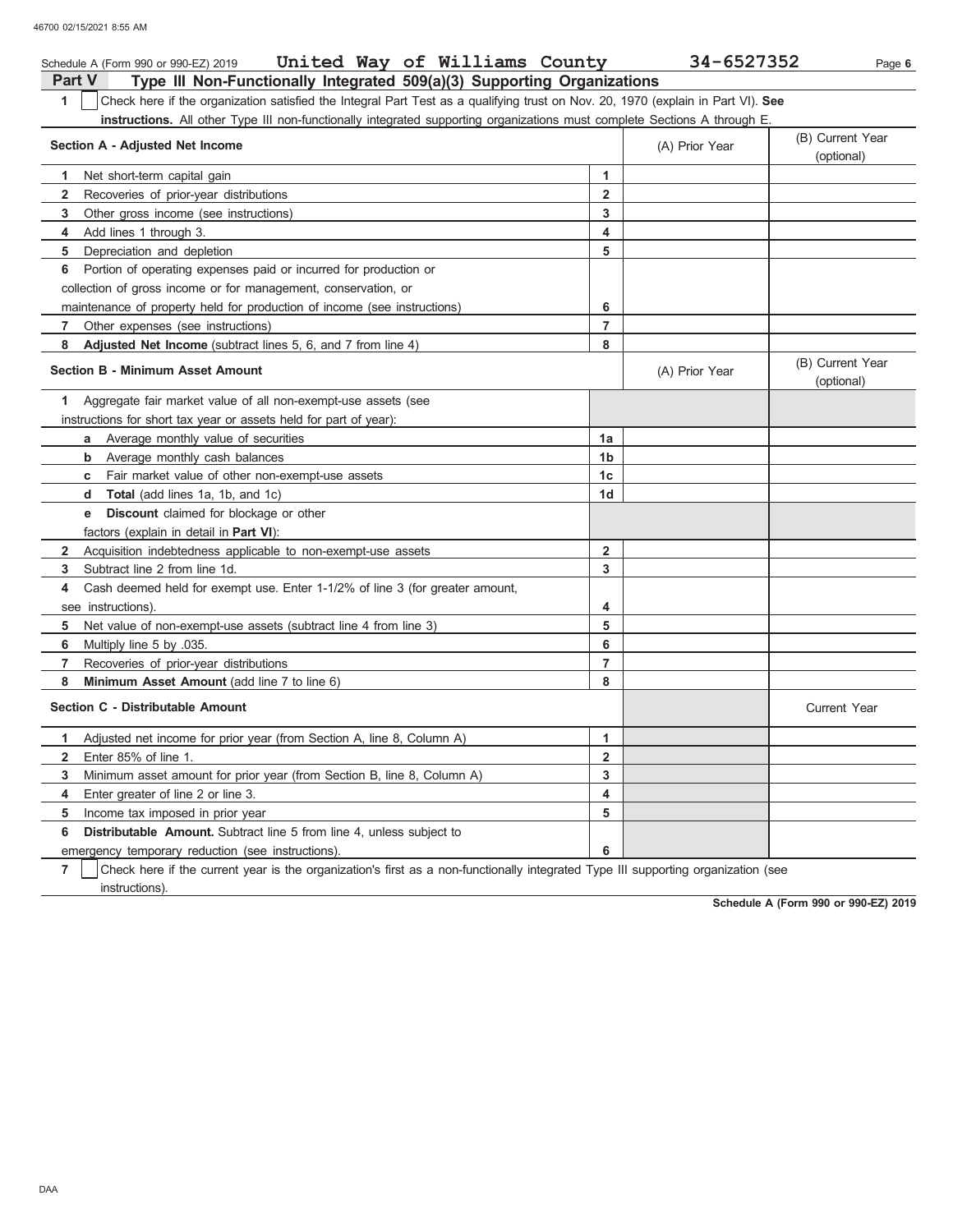Schedule A (Form 990 or 990-EZ) 2019 **United Way of Williams County** 34-6527352

## Part V Type III Non-Functionally Integrated 509(a)(3) Supporting Organizations

**1** ☐ Check here if the organization satisfied the Integral Part Test as a qualifying trust on Nov. 20, 1970 (explain in Part VI). **See instructions.** All other Type III non-functionally integrated supporting organizations must complete Sections A through E.

| Section A - Adjusted Net Income | | (A) Prior Year | (B) Current Year (optional) |
|---|---|---|---|
| **1** Net short-term capital gain | 1 | | |
| **2** Recoveries of prior-year distributions | 2 | | |
| **3** Other gross income (see instructions) | 3 | | |
| **4** Add lines 1 through 3. | 4 | | |
| **5** Depreciation and depletion | 5 | | |
| **6** Portion of operating expenses paid or incurred for production or collection of gross income or for management, conservation, or maintenance of property held for production of income (see instructions) | 6 | | |
| **7** Other expenses (see instructions) | 7 | | |
| **8** **Adjusted Net Income** (subtract lines 5, 6, and 7 from line 4) | 8 | | |

| Section B - Minimum Asset Amount | | (A) Prior Year | (B) Current Year (optional) |
|---|---|---|---|
| **1** Aggregate fair market value of all non-exempt-use assets (see instructions for short tax year or assets held for part of year): | | | |
| **a** Average monthly value of securities | 1a | | |
| **b** Average monthly cash balances | 1b | | |
| **c** Fair market value of other non-exempt-use assets | 1c | | |
| **d** **Total** (add lines 1a, 1b, and 1c) | 1d | | |
| **e** **Discount** claimed for blockage or other factors (explain in detail in **Part VI**): | | | |
| **2** Acquisition indebtedness applicable to non-exempt-use assets | 2 | | |
| **3** Subtract line 2 from line 1d. | 3 | | |
| **4** Cash deemed held for exempt use. Enter 1-1/2% of line 3 (for greater amount, see instructions). | 4 | | |
| **5** Net value of non-exempt-use assets (subtract line 4 from line 3) | 5 | | |
| **6** Multiply line 5 by .035. | 6 | | |
| **7** Recoveries of prior-year distributions | 7 | | |
| **8** **Minimum Asset Amount** (add line 7 to line 6) | 8 | | |

| Section C - Distributable Amount | | | Current Year |
|---|---|---|---|
| **1** Adjusted net income for prior year (from Section A, line 8, Column A) | 1 | | |
| **2** Enter 85% of line 1. | 2 | | |
| **3** Minimum asset amount for prior year (from Section B, line 8, Column A) | 3 | | |
| **4** Enter greater of line 2 or line 3. | 4 | | |
| **5** Income tax imposed in prior year | 5 | | |
| **6** **Distributable Amount.** Subtract line 5 from line 4, unless subject to emergency temporary reduction (see instructions). | 6 | | |

**7** ☐ Check here if the current year is the organization's first as a non-functionally integrated Type III supporting organization (see instructions).

**Schedule A (Form 990 or 990-EZ) 2019**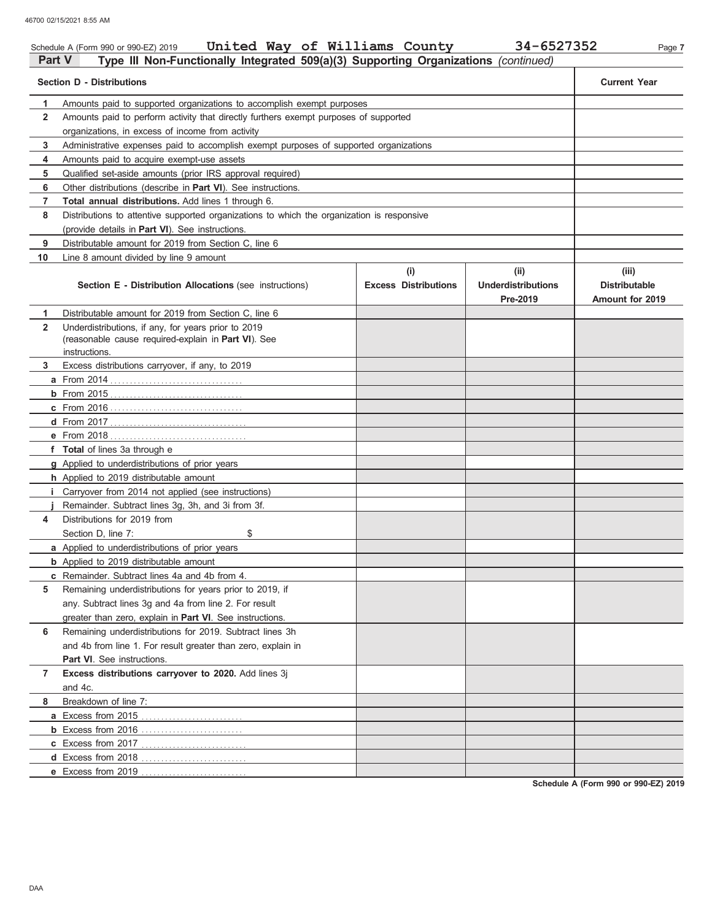Schedule A (Form 990 or 990-EZ) 2019 **United Way of Williams County** 34-6527352

**Part V** **Type III Non-Functionally Integrated 509(a)(3) Supporting Organizations** *(continued)*

| | **Section D - Distributions** | **Current Year** |
|---|---|---|
| 1 | Amounts paid to supported organizations to accomplish exempt purposes | |
| 2 | Amounts paid to perform activity that directly furthers exempt purposes of supported organizations, in excess of income from activity | |
| 3 | Administrative expenses paid to accomplish exempt purposes of supported organizations | |
| 4 | Amounts paid to acquire exempt-use assets | |
| 5 | Qualified set-aside amounts (prior IRS approval required) | |
| 6 | Other distributions (describe in **Part VI**). See instructions. | |
| 7 | **Total annual distributions.** Add lines 1 through 6. | |
| 8 | Distributions to attentive supported organizations to which the organization is responsive (provide details in **Part VI**). See instructions. | |
| 9 | Distributable amount for 2019 from Section C, line 6 | |
| 10 | Line 8 amount divided by line 9 amount | |

| | **Section E - Distribution Allocations** (see instructions) | **(i) Excess Distributions** | **(ii) Underdistributions Pre-2019** | **(iii) Distributable Amount for 2019** |
|---|---|---|---|---|
| 1 | Distributable amount for 2019 from Section C, line 6 | | | |
| 2 | Underdistributions, if any, for years prior to 2019 (reasonable cause required-explain in **Part VI**). See instructions. | | | |
| 3 | Excess distributions carryover, if any, to 2019 | | | |
| a | From 2014 | | | |
| b | From 2015 | | | |
| c | From 2016 | | | |
| d | From 2017 | | | |
| e | From 2018 | | | |
| f | **Total** of lines 3a through e | | | |
| g | Applied to underdistributions of prior years | | | |
| h | Applied to 2019 distributable amount | | | |
| i | Carryover from 2014 not applied (see instructions) | | | |
| j | Remainder. Subtract lines 3g, 3h, and 3i from 3f. | | | |
| 4 | Distributions for 2019 from Section D, line 7: $ | | | |
| a | Applied to underdistributions of prior years | | | |
| b | Applied to 2019 distributable amount | | | |
| c | Remainder. Subtract lines 4a and 4b from 4. | | | |
| 5 | Remaining underdistributions for years prior to 2019, if any. Subtract lines 3g and 4a from line 2. For result greater than zero, explain in **Part VI**. See instructions. | | | |
| 6 | Remaining underdistributions for 2019. Subtract lines 3h and 4b from line 1. For result greater than zero, explain in **Part VI**. See instructions. | | | |
| 7 | **Excess distributions carryover to 2020.** Add lines 3j and 4c. | | | |
| 8 | Breakdown of line 7: | | | |
| a | Excess from 2015 | | | |
| b | Excess from 2016 | | | |
| c | Excess from 2017 | | | |
| d | Excess from 2018 | | | |
| e | Excess from 2019 | | | |

**Schedule A (Form 990 or 990-EZ) 2019**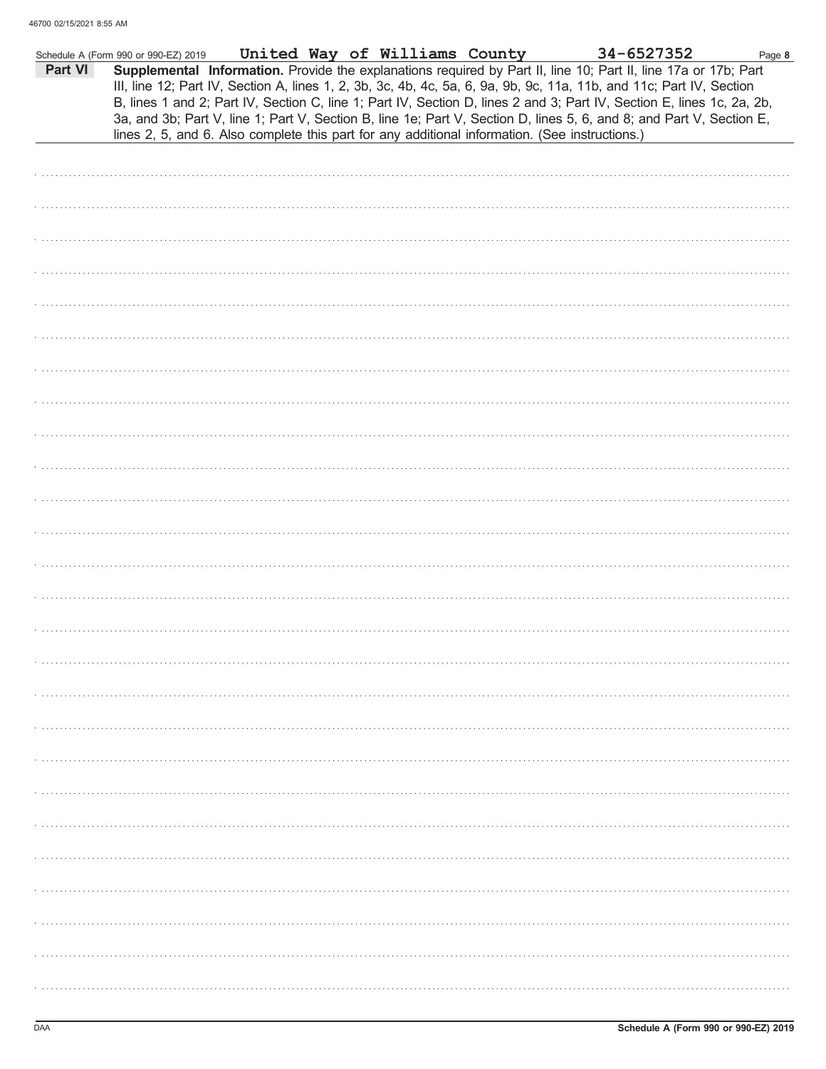Schedule A (Form 990 or 990-EZ) 2019 **United Way of Williams County** **34-6527352** Page **8**

**Part VI** **Supplemental Information.** Provide the explanations required by Part II, line 10; Part II, line 17a or 17b; Part III, line 12; Part IV, Section A, lines 1, 2, 3b, 3c, 4b, 4c, 5a, 6, 9a, 9b, 9c, 11a, 11b, and 11c; Part IV, Section B, lines 1 and 2; Part IV, Section C, line 1; Part IV, Section D, lines 2 and 3; Part IV, Section E, lines 1c, 2a, 2b, 3a, and 3b; Part V, line 1; Part V, Section B, line 1e; Part V, Section D, lines 5, 6, and 8; and Part V, Section E, lines 2, 5, and 6. Also complete this part for any additional information. (See instructions.)

DAA **Schedule A (Form 990 or 990-EZ) 2019**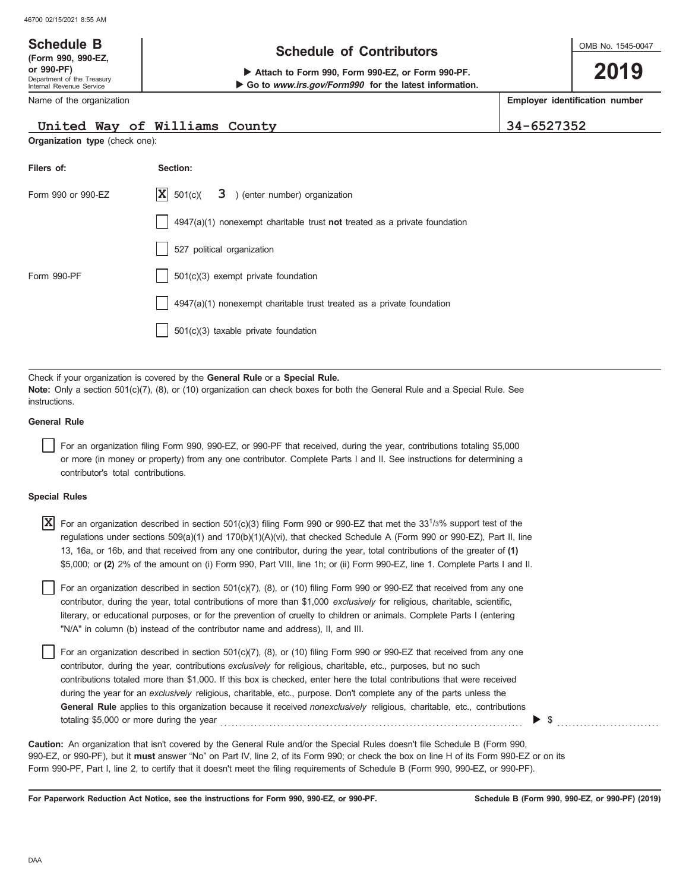**Schedule B**
**(Form 990, 990-EZ, or 990-PF)**
Department of the Treasury
Internal Revenue Service

# Schedule of Contributors

▶ **Attach to Form 990, Form 990-EZ, or Form 990-PF.**
▶ **Go to *www.irs.gov/Form990* for the latest information.**

OMB No. 1545-0047

**2019**

| Name of the organization | Employer identification number |
|---|---|
| United Way of Williams County | 34-6527352 |

**Organization type** (check one):

| Filers of: | Section: |
|---|---|
| Form 990 or 990-EZ | [X] 501(c)( 3 ) (enter number) organization |
| | [ ] 4947(a)(1) nonexempt charitable trust **not** treated as a private foundation |
| | [ ] 527 political organization |
| Form 990-PF | [ ] 501(c)(3) exempt private foundation |
| | [ ] 4947(a)(1) nonexempt charitable trust treated as a private foundation |
| | [ ] 501(c)(3) taxable private foundation |

Check if your organization is covered by the **General Rule** or a **Special Rule.**
**Note:** Only a section 501(c)(7), (8), or (10) organization can check boxes for both the General Rule and a Special Rule. See instructions.

**General Rule**

[ ] For an organization filing Form 990, 990-EZ, or 990-PF that received, during the year, contributions totaling $5,000 or more (in money or property) from any one contributor. Complete Parts I and II. See instructions for determining a contributor's total contributions.

**Special Rules**

[X] For an organization described in section 501(c)(3) filing Form 990 or 990-EZ that met the 33 1/3% support test of the regulations under sections 509(a)(1) and 170(b)(1)(A)(vi), that checked Schedule A (Form 990 or 990-EZ), Part II, line 13, 16a, or 16b, and that received from any one contributor, during the year, total contributions of the greater of **(1)** $5,000; or **(2)** 2% of the amount on (i) Form 990, Part VIII, line 1h; or (ii) Form 990-EZ, line 1. Complete Parts I and II.

[ ] For an organization described in section 501(c)(7), (8), or (10) filing Form 990 or 990-EZ that received from any one contributor, during the year, total contributions of more than $1,000 *exclusively* for religious, charitable, scientific, literary, or educational purposes, or for the prevention of cruelty to children or animals. Complete Parts I (entering "N/A" in column (b) instead of the contributor name and address), II, and III.

[ ] For an organization described in section 501(c)(7), (8), or (10) filing Form 990 or 990-EZ that received from any one contributor, during the year, contributions *exclusively* for religious, charitable, etc., purposes, but no such contributions totaled more than $1,000. If this box is checked, enter here the total contributions that were received during the year for an *exclusively* religious, charitable, etc., purpose. Don't complete any of the parts unless the **General Rule** applies to this organization because it received *nonexclusively* religious, charitable, etc., contributions totaling $5,000 or more during the year . . . . . ▶ $ . . . . . . . .

**Caution:** An organization that isn't covered by the General Rule and/or the Special Rules doesn't file Schedule B (Form 990, 990-EZ, or 990-PF), but it **must** answer "No" on Part IV, line 2, of its Form 990; or check the box on line H of its Form 990-EZ or on its Form 990-PF, Part I, line 2, to certify that it doesn't meet the filing requirements of Schedule B (Form 990, 990-EZ, or 990-PF).

**For Paperwork Reduction Act Notice, see the instructions for Form 990, 990-EZ, or 990-PF.** **Schedule B (Form 990, 990-EZ, or 990-PF) (2019)**

DAA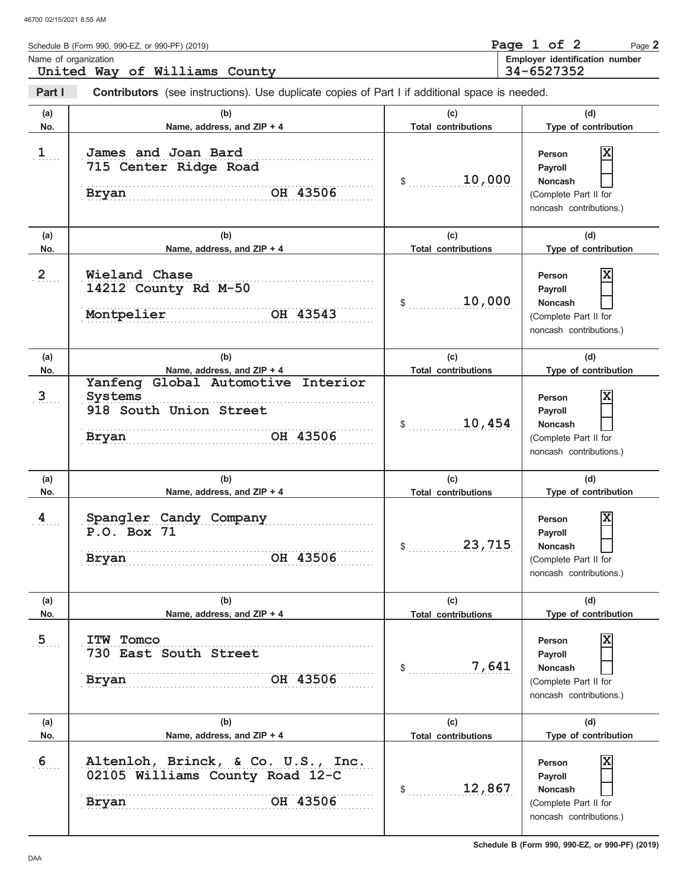Schedule B (Form 990, 990-EZ, or 990-PF) (2019)

Name of organization: **United Way of Williams County**

Employer identification number: **34-6527352**

**Part I** **Contributors** (see instructions). Use duplicate copies of Part I if additional space is needed.

| (a) No. | (b) Name, address, and ZIP + 4 | (c) Total contributions | (d) Type of contribution |
|---|---|---|---|
| 1 | James and Joan Bard<br>715 Center Ridge Road<br>Bryan OH 43506 | $ 10,000 | Person [X]<br>Payroll [ ]<br>Noncash [ ]<br>(Complete Part II for noncash contributions.) |
| 2 | Wieland Chase<br>14212 County Rd M-50<br>Montpelier OH 43543 | $ 10,000 | Person [X]<br>Payroll [ ]<br>Noncash [ ]<br>(Complete Part II for noncash contributions.) |
| 3 | Yanfeng Global Automotive Interior Systems<br>918 South Union Street<br>Bryan OH 43506 | $ 10,454 | Person [X]<br>Payroll [ ]<br>Noncash [ ]<br>(Complete Part II for noncash contributions.) |
| 4 | Spangler Candy Company<br>P.O. Box 71<br>Bryan OH 43506 | $ 23,715 | Person [X]<br>Payroll [ ]<br>Noncash [ ]<br>(Complete Part II for noncash contributions.) |
| 5 | ITW Tomco<br>730 East South Street<br>Bryan OH 43506 | $ 7,641 | Person [X]<br>Payroll [ ]<br>Noncash [ ]<br>(Complete Part II for noncash contributions.) |
| 6 | Altenloh, Brinck, & Co. U.S., Inc.<br>02105 Williams County Road 12-C<br>Bryan OH 43506 | $ 12,867 | Person [X]<br>Payroll [ ]<br>Noncash [ ]<br>(Complete Part II for noncash contributions.) |

Schedule B (Form 990, 990-EZ, or 990-PF) (2019)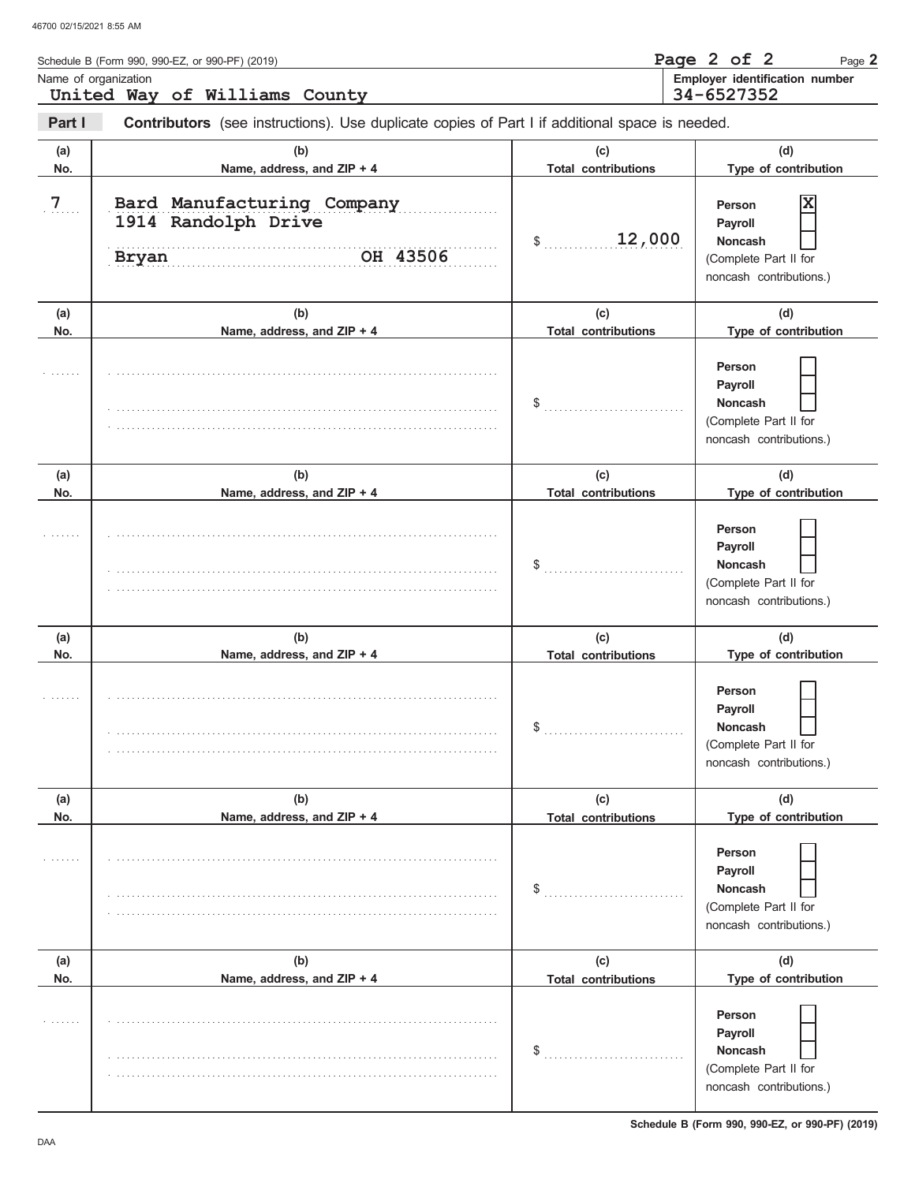Schedule B (Form 990, 990-EZ, or 990-PF) (2019)

Name of organization: United Way of Williams County

Employer identification number: 34-6527352

**Part I** **Contributors** (see instructions). Use duplicate copies of Part I if additional space is needed.

| (a) No. | (b) Name, address, and ZIP + 4 | (c) Total contributions | (d) Type of contribution |
|---|---|---|---|
| 7 | Bard Manufacturing Company<br>1914 Randolph Drive<br>Bryan OH 43506 | $ 12,000 | Person [X]<br>Payroll [ ]<br>Noncash [ ]<br>(Complete Part II for noncash contributions.) |
| | | $ | Person [ ]<br>Payroll [ ]<br>Noncash [ ]<br>(Complete Part II for noncash contributions.) |
| | | $ | Person [ ]<br>Payroll [ ]<br>Noncash [ ]<br>(Complete Part II for noncash contributions.) |
| | | $ | Person [ ]<br>Payroll [ ]<br>Noncash [ ]<br>(Complete Part II for noncash contributions.) |
| | | $ | Person [ ]<br>Payroll [ ]<br>Noncash [ ]<br>(Complete Part II for noncash contributions.) |
| | | $ | Person [ ]<br>Payroll [ ]<br>Noncash [ ]<br>(Complete Part II for noncash contributions.) |

Schedule B (Form 990, 990-EZ, or 990-PF) (2019)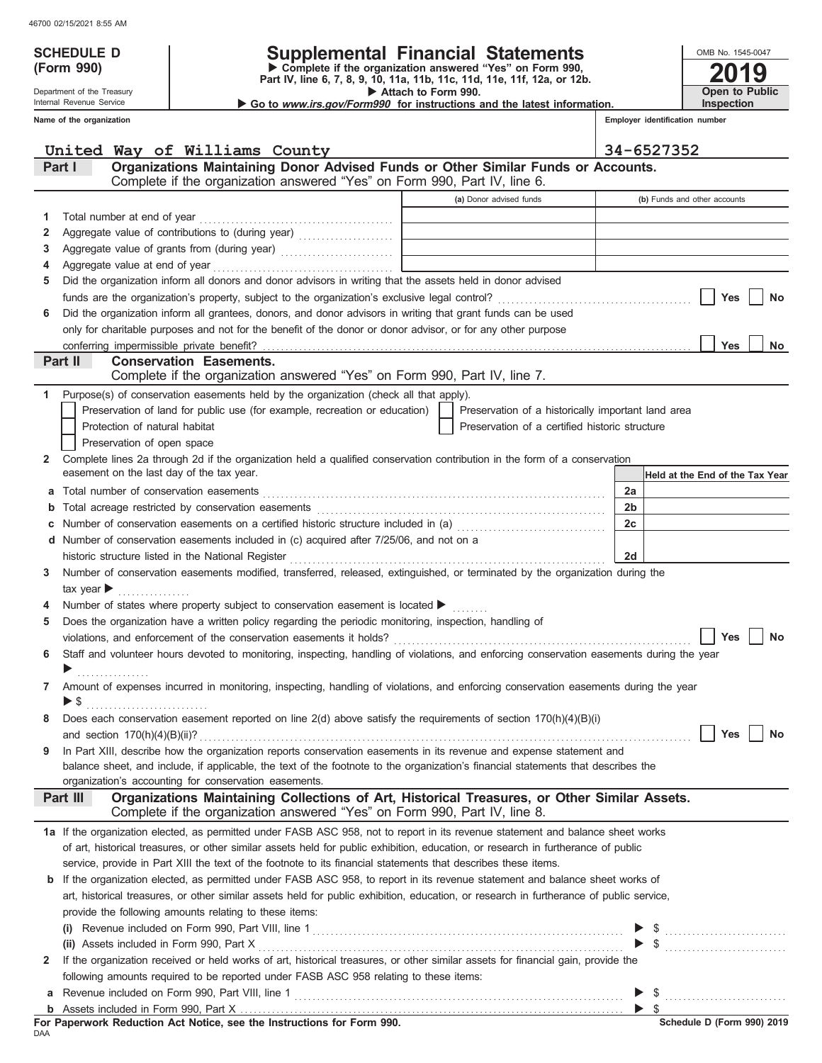46700 02/15/2021 8:55 AM

**SCHEDULE D (Form 990)**

Department of the Treasury
Internal Revenue Service

# Supplemental Financial Statements

▶ Complete if the organization answered "Yes" on Form 990, Part IV, line 6, 7, 8, 9, 10, 11a, 11b, 11c, 11d, 11e, 11f, 12a, or 12b.
▶ Attach to Form 990.
▶ Go to *www.irs.gov/Form990* for instructions and the latest information.

OMB No. 1545-0047

**2019**

**Open to Public Inspection**

**Name of the organization:** United Way of Williams County

**Employer identification number:** 34-6527352

## Part I — Organizations Maintaining Donor Advised Funds or Other Similar Funds or Accounts.
Complete if the organization answered "Yes" on Form 990, Part IV, line 6.

| | | (a) Donor advised funds | (b) Funds and other accounts |
|---|---|---|---|
| 1 | Total number at end of year | | |
| 2 | Aggregate value of contributions to (during year) | | |
| 3 | Aggregate value of grants from (during year) | | |
| 4 | Aggregate value at end of year | | |

5 Did the organization inform all donors and donor advisors in writing that the assets held in donor advised funds are the organization's property, subject to the organization's exclusive legal control? ☐ Yes ☐ No

6 Did the organization inform all grantees, donors, and donor advisors in writing that grant funds can be used only for charitable purposes and not for the benefit of the donor or donor advisor, or for any other purpose conferring impermissible private benefit? ☐ Yes ☐ No

## Part II — Conservation Easements.
Complete if the organization answered "Yes" on Form 990, Part IV, line 7.

1 Purpose(s) of conservation easements held by the organization (check all that apply).

- ☐ Preservation of land for public use (for example, recreation or education)
- ☐ Preservation of a historically important land area
- ☐ Protection of natural habitat
- ☐ Preservation of a certified historic structure
- ☐ Preservation of open space

2 Complete lines 2a through 2d if the organization held a qualified conservation contribution in the form of a conservation easement on the last day of the tax year.

| | | | Held at the End of the Tax Year |
|---|---|---|---|
| a | Total number of conservation easements | 2a | |
| b | Total acreage restricted by conservation easements | 2b | |
| c | Number of conservation easements on a certified historic structure included in (a) | 2c | |
| d | Number of conservation easements included in (c) acquired after 7/25/06, and not on a historic structure listed in the National Register | 2d | |

3 Number of conservation easements modified, transferred, released, extinguished, or terminated by the organization during the tax year ▶

4 Number of states where property subject to conservation easement is located ▶

5 Does the organization have a written policy regarding the periodic monitoring, inspection, handling of violations, and enforcement of the conservation easements it holds? ☐ Yes ☐ No

6 Staff and volunteer hours devoted to monitoring, inspecting, handling of violations, and enforcing conservation easements during the year ▶

7 Amount of expenses incurred in monitoring, inspecting, handling of violations, and enforcing conservation easements during the year ▶ $

8 Does each conservation easement reported on line 2(d) above satisfy the requirements of section 170(h)(4)(B)(i) and section 170(h)(4)(B)(ii)? ☐ Yes ☐ No

9 In Part XIII, describe how the organization reports conservation easements in its revenue and expense statement and balance sheet, and include, if applicable, the text of the footnote to the organization's financial statements that describes the organization's accounting for conservation easements.

## Part III — Organizations Maintaining Collections of Art, Historical Treasures, or Other Similar Assets.
Complete if the organization answered "Yes" on Form 990, Part IV, line 8.

1a If the organization elected, as permitted under FASB ASC 958, not to report in its revenue statement and balance sheet works of art, historical treasures, or other similar assets held for public exhibition, education, or research in furtherance of public service, provide in Part XIII the text of the footnote to its financial statements that describes these items.

b If the organization elected, as permitted under FASB ASC 958, to report in its revenue statement and balance sheet works of art, historical treasures, or other similar assets held for public exhibition, education, or research in furtherance of public service, provide the following amounts relating to these items:

(i) Revenue included on Form 990, Part VIII, line 1 ▶ $

(ii) Assets included in Form 990, Part X ▶ $

2 If the organization received or held works of art, historical treasures, or other similar assets for financial gain, provide the following amounts required to be reported under FASB ASC 958 relating to these items:

a Revenue included on Form 990, Part VIII, line 1 ▶ $

b Assets included in Form 990, Part X ▶ $

**For Paperwork Reduction Act Notice, see the Instructions for Form 990.**
DAA **Schedule D (Form 990) 2019**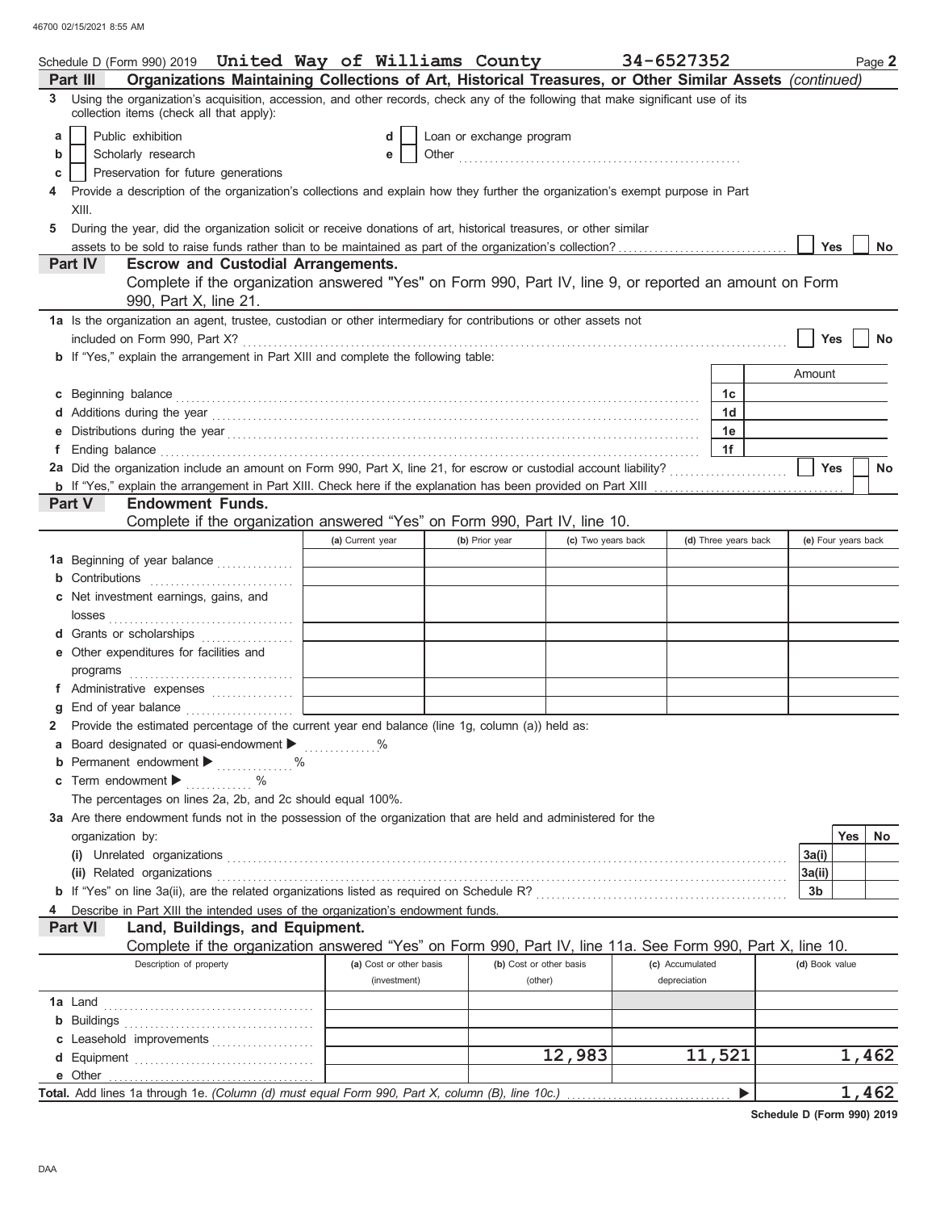Schedule D (Form 990) 2019 **United Way of Williams County** **34-6527352** Page **2**

**Part III** **Organizations Maintaining Collections of Art, Historical Treasures, or Other Similar Assets** *(continued)*

**3** Using the organization's acquisition, accession, and other records, check any of the following that make significant use of its collection items (check all that apply):

- **a** ☐ Public exhibition
- **b** ☐ Scholarly research
- **c** ☐ Preservation for future generations
- **d** ☐ Loan or exchange program
- **e** ☐ Other ..........

**4** Provide a description of the organization's collections and explain how they further the organization's exempt purpose in Part XIII.

**5** During the year, did the organization solicit or receive donations of art, historical treasures, or other similar assets to be sold to raise funds rather than to be maintained as part of the organization's collection? ☐ Yes ☐ No

**Part IV** **Escrow and Custodial Arrangements.**
Complete if the organization answered "Yes" on Form 990, Part IV, line 9, or reported an amount on Form 990, Part X, line 21.

**1a** Is the organization an agent, trustee, custodian or other intermediary for contributions or other assets not included on Form 990, Part X? ☐ Yes ☐ No

**b** If "Yes," explain the arrangement in Part XIII and complete the following table:

| | | Amount |
|---|---|---|
| **c** Beginning balance | 1c | |
| **d** Additions during the year | 1d | |
| **e** Distributions during the year | 1e | |
| **f** Ending balance | 1f | |

**2a** Did the organization include an amount on Form 990, Part X, line 21, for escrow or custodial account liability? ☐ Yes ☐ No

**b** If "Yes," explain the arrangement in Part XIII. Check here if the explanation has been provided on Part XIII ☐

**Part V** **Endowment Funds.**
Complete if the organization answered "Yes" on Form 990, Part IV, line 10.

| | (a) Current year | (b) Prior year | (c) Two years back | (d) Three years back | (e) Four years back |
|---|---|---|---|---|---|
| **1a** Beginning of year balance | | | | | |
| **b** Contributions | | | | | |
| **c** Net investment earnings, gains, and losses | | | | | |
| **d** Grants or scholarships | | | | | |
| **e** Other expenditures for facilities and programs | | | | | |
| **f** Administrative expenses | | | | | |
| **g** End of year balance | | | | | |

**2** Provide the estimated percentage of the current year end balance (line 1g, column (a)) held as:

- **a** Board designated or quasi-endowment ▶ ..... %
- **b** Permanent endowment ▶ ..... %
- **c** Term endowment ▶ ..... %

The percentages on lines 2a, 2b, and 2c should equal 100%.

**3a** Are there endowment funds not in the possession of the organization that are held and administered for the organization by:

| | | Yes | No |
|---|---|---|---|
| **(i)** Unrelated organizations | 3a(i) | | |
| **(ii)** Related organizations | 3a(ii) | | |
| **b** If "Yes" on line 3a(ii), are the related organizations listed as required on Schedule R? | 3b | | |

**4** Describe in Part XIII the intended uses of the organization's endowment funds.

**Part VI** **Land, Buildings, and Equipment.**
Complete if the organization answered "Yes" on Form 990, Part IV, line 11a. See Form 990, Part X, line 10.

| Description of property | (a) Cost or other basis (investment) | (b) Cost or other basis (other) | (c) Accumulated depreciation | (d) Book value |
|---|---|---|---|---|
| **1a** Land | | | | |
| **b** Buildings | | | | |
| **c** Leasehold improvements | | | | |
| **d** Equipment | | 12,983 | 11,521 | 1,462 |
| **e** Other | | | | |
| **Total.** Add lines 1a through 1e. *(Column (d) must equal Form 990, Part X, column (B), line 10c.)* ▶ | | | | 1,462 |

**Schedule D (Form 990) 2019**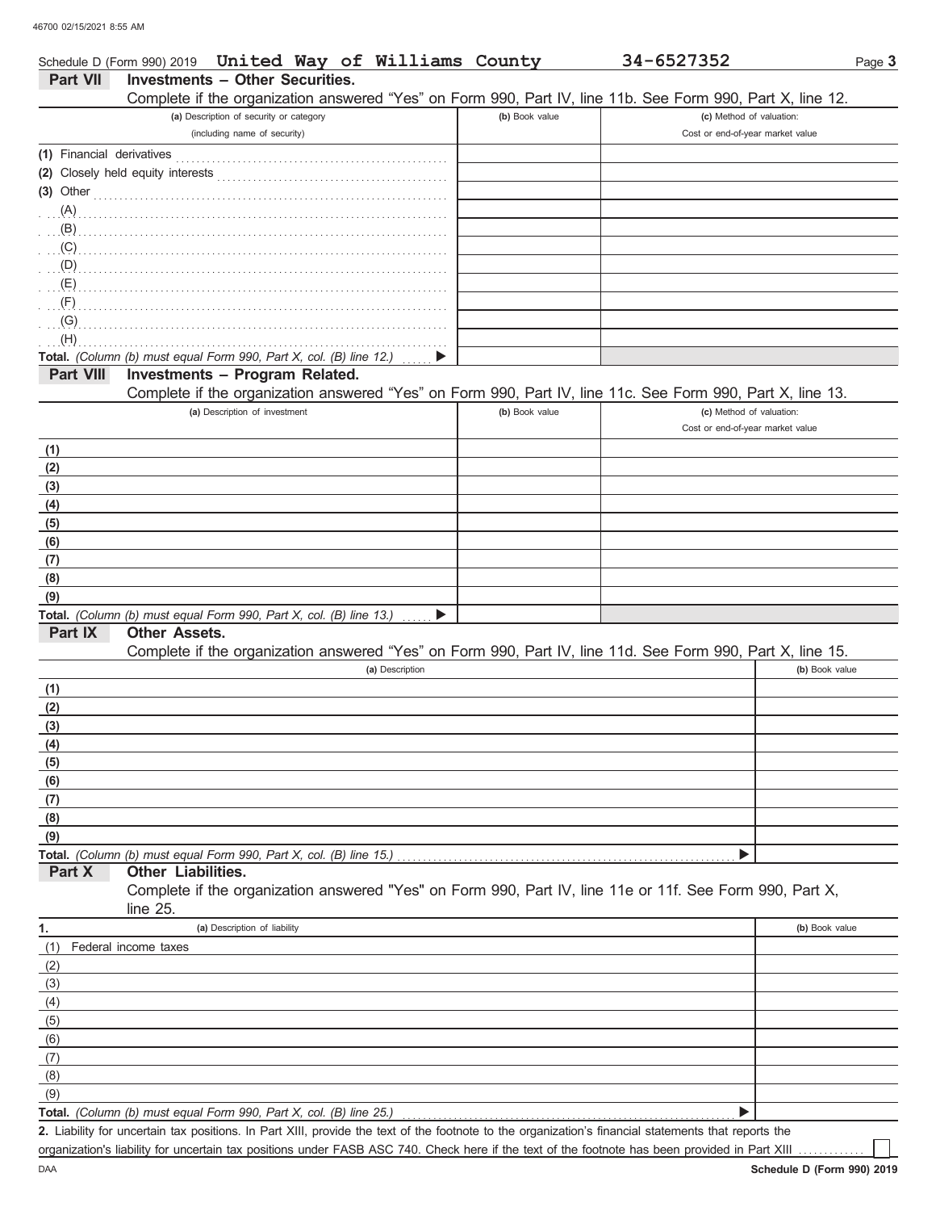Schedule D (Form 990) 2019 **United Way of Williams County** **34-6527352** Page **3**

## Part VII Investments – Other Securities.

Complete if the organization answered "Yes" on Form 990, Part IV, line 11b. See Form 990, Part X, line 12.

| (a) Description of security or category (including name of security) | (b) Book value | (c) Method of valuation: Cost or end-of-year market value |
|---|---|---|
| (1) Financial derivatives | | |
| (2) Closely held equity interests | | |
| (3) Other | | |
| (A) | | |
| (B) | | |
| (C) | | |
| (D) | | |
| (E) | | |
| (F) | | |
| (G) | | |
| (H) | | |
| **Total.** *(Column (b) must equal Form 990, Part X, col. (B) line 12.)* ▶ | | |

## Part VIII Investments – Program Related.

Complete if the organization answered "Yes" on Form 990, Part IV, line 11c. See Form 990, Part X, line 13.

| (a) Description of investment | (b) Book value | (c) Method of valuation: Cost or end-of-year market value |
|---|---|---|
| (1) | | |
| (2) | | |
| (3) | | |
| (4) | | |
| (5) | | |
| (6) | | |
| (7) | | |
| (8) | | |
| (9) | | |
| **Total.** *(Column (b) must equal Form 990, Part X, col. (B) line 13.)* ▶ | | |

## Part IX Other Assets.

Complete if the organization answered "Yes" on Form 990, Part IV, line 11d. See Form 990, Part X, line 15.

| (a) Description | (b) Book value |
|---|---|
| (1) | |
| (2) | |
| (3) | |
| (4) | |
| (5) | |
| (6) | |
| (7) | |
| (8) | |
| (9) | |
| **Total.** *(Column (b) must equal Form 990, Part X, col. (B) line 15.)* ▶ | |

## Part X Other Liabilities.

Complete if the organization answered "Yes" on Form 990, Part IV, line 11e or 11f. See Form 990, Part X, line 25.

| 1. (a) Description of liability | (b) Book value |
|---|---|
| (1) Federal income taxes | |
| (2) | |
| (3) | |
| (4) | |
| (5) | |
| (6) | |
| (7) | |
| (8) | |
| (9) | |
| **Total.** *(Column (b) must equal Form 990, Part X, col. (B) line 25.)* ▶ | |

**2.** Liability for uncertain tax positions. In Part XIII, provide the text of the footnote to the organization's financial statements that reports the organization's liability for uncertain tax positions under FASB ASC 740. Check here if the text of the footnote has been provided in Part XIII ☐

**Schedule D (Form 990) 2019**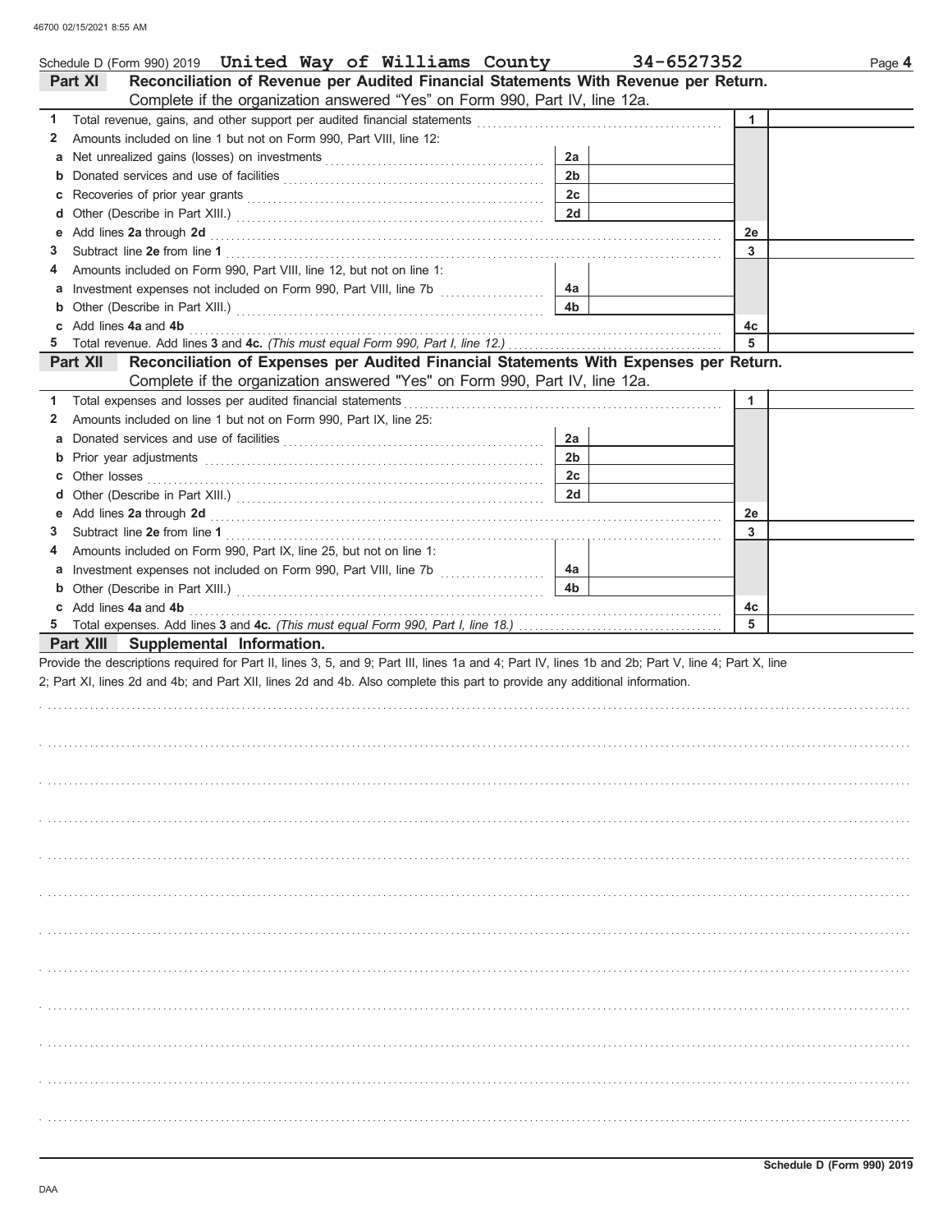Schedule D (Form 990) 2019 **United Way of Williams County** **34-6527352** Page **4**

## Part XI Reconciliation of Revenue per Audited Financial Statements With Revenue per Return.

Complete if the organization answered "Yes" on Form 990, Part IV, line 12a.

| | | | | | |
|---|---|---|---|---|---|
| **1** | Total revenue, gains, and other support per audited financial statements | | | 1 | |
| **2** | Amounts included on line 1 but not on Form 990, Part VIII, line 12: | | | | |
| **a** | Net unrealized gains (losses) on investments | 2a | | | |
| **b** | Donated services and use of facilities | 2b | | | |
| **c** | Recoveries of prior year grants | 2c | | | |
| **d** | Other (Describe in Part XIII.) | 2d | | | |
| **e** | Add lines **2a** through **2d** | | | 2e | |
| **3** | Subtract line **2e** from line **1** | | | 3 | |
| **4** | Amounts included on Form 990, Part VIII, line 12, but not on line 1: | | | | |
| **a** | Investment expenses not included on Form 990, Part VIII, line 7b | 4a | | | |
| **b** | Other (Describe in Part XIII.) | 4b | | | |
| **c** | Add lines **4a** and **4b** | | | 4c | |
| **5** | Total revenue. Add lines **3** and **4c.** *(This must equal Form 990, Part I, line 12.)* | | | 5 | |

## Part XII Reconciliation of Expenses per Audited Financial Statements With Expenses per Return.

Complete if the organization answered "Yes" on Form 990, Part IV, line 12a.

| | | | | | |
|---|---|---|---|---|---|
| **1** | Total expenses and losses per audited financial statements | | | 1 | |
| **2** | Amounts included on line 1 but not on Form 990, Part IX, line 25: | | | | |
| **a** | Donated services and use of facilities | 2a | | | |
| **b** | Prior year adjustments | 2b | | | |
| **c** | Other losses | 2c | | | |
| **d** | Other (Describe in Part XIII.) | 2d | | | |
| **e** | Add lines **2a** through **2d** | | | 2e | |
| **3** | Subtract line **2e** from line **1** | | | 3 | |
| **4** | Amounts included on Form 990, Part IX, line 25, but not on line 1: | | | | |
| **a** | Investment expenses not included on Form 990, Part VIII, line 7b | 4a | | | |
| **b** | Other (Describe in Part XIII.) | 4b | | | |
| **c** | Add lines **4a** and **4b** | | | 4c | |
| **5** | Total expenses. Add lines **3** and **4c.** *(This must equal Form 990, Part I, line 18.)* | | | 5 | |

## Part XIII Supplemental Information.

Provide the descriptions required for Part II, lines 3, 5, and 9; Part III, lines 1a and 4; Part IV, lines 1b and 2b; Part V, line 4; Part X, line 2; Part XI, lines 2d and 4b; and Part XII, lines 2d and 4b. Also complete this part to provide any additional information.

Schedule D (Form 990) 2019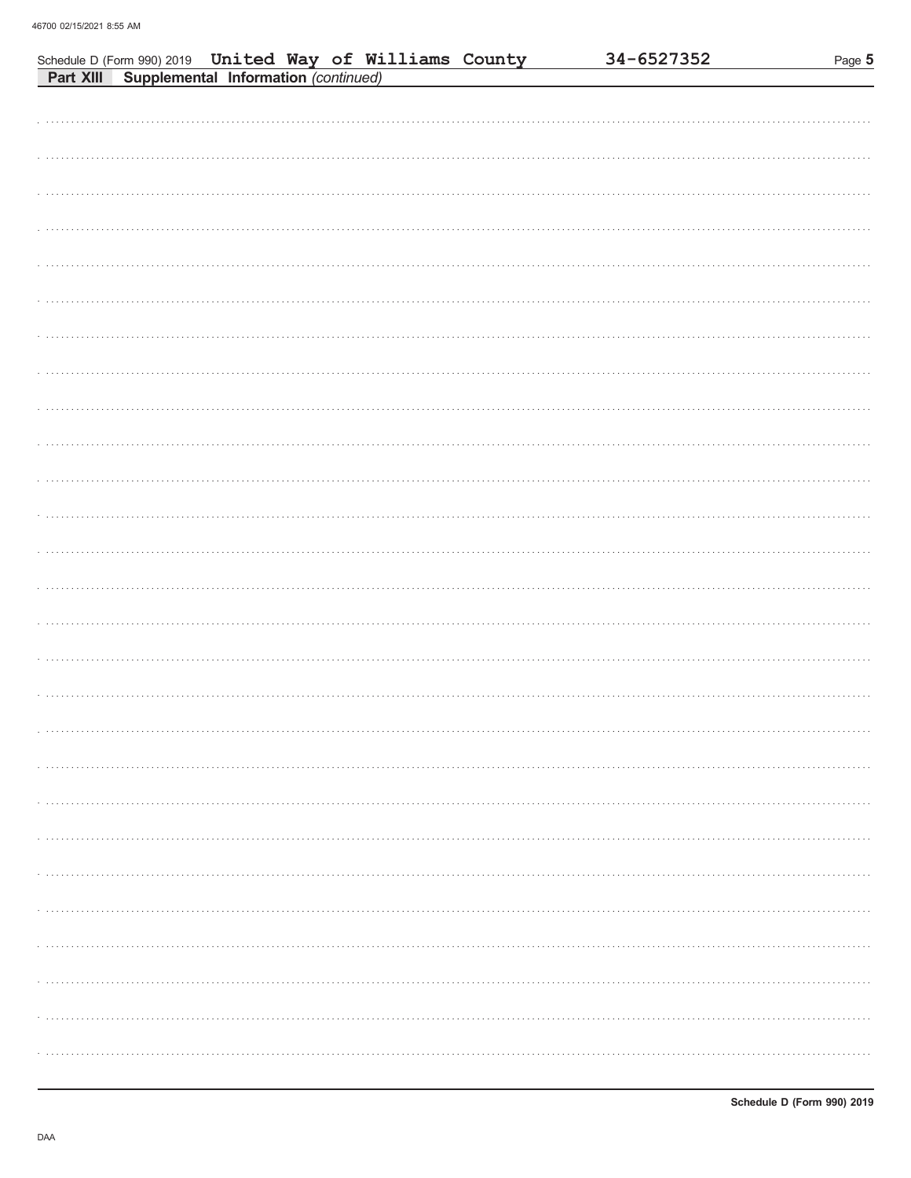Schedule D (Form 990) 2019 **United Way of Williams County** 34-6527352

**Part XIII** **Supplemental Information** *(continued)*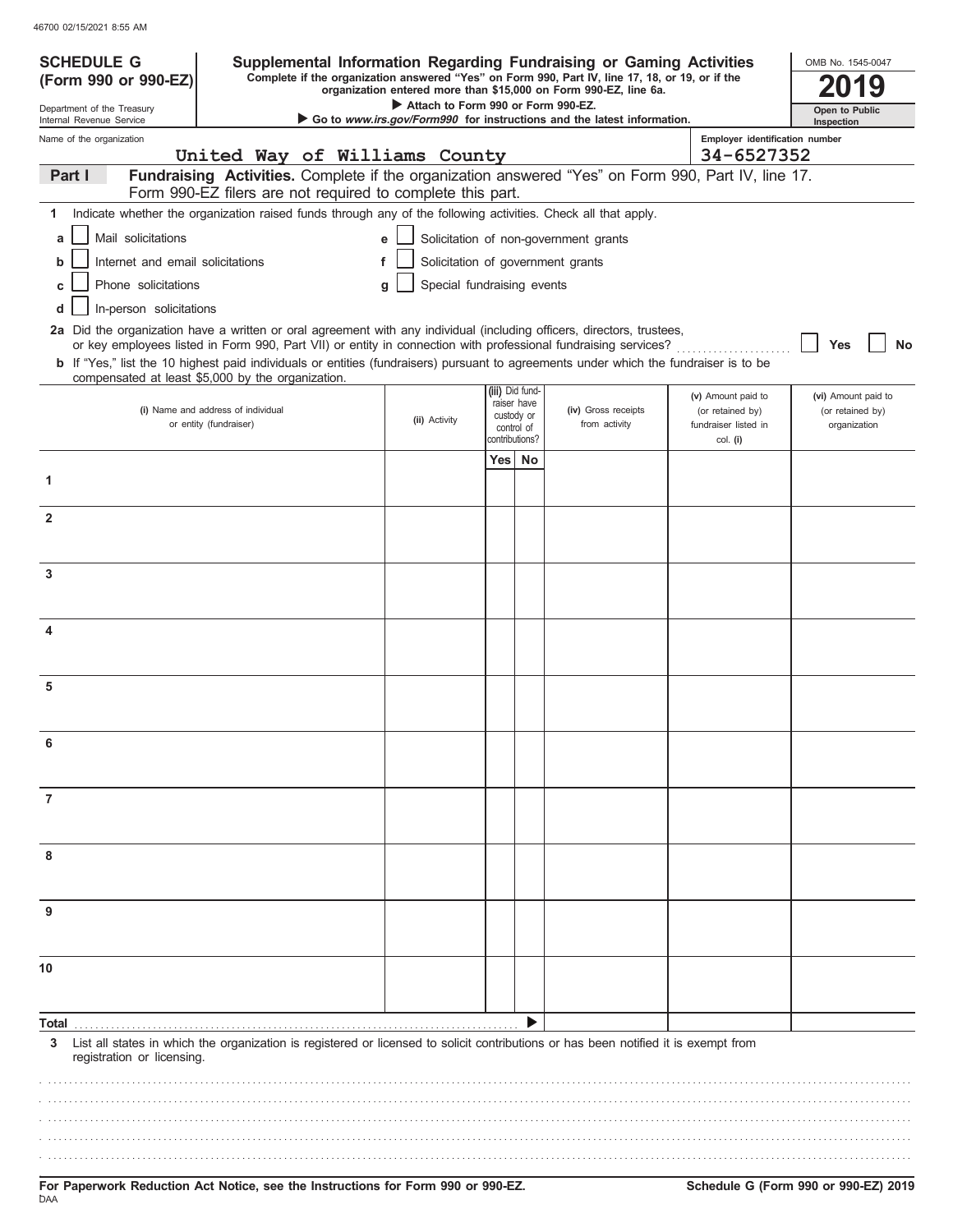46700 02/15/2021 8:55 AM

**SCHEDULE G (Form 990 or 990-EZ)**

Department of the Treasury
Internal Revenue Service

# Supplemental Information Regarding Fundraising or Gaming Activities

**Complete if the organization answered "Yes" on Form 990, Part IV, line 17, 18, or 19, or if the organization entered more than $15,000 on Form 990-EZ, line 6a.**

▶ **Attach to Form 990 or Form 990-EZ.**

▶ **Go to *www.irs.gov/Form990* for instructions and the latest information.**

OMB No. 1545-0047

**2019**

**Open to Public Inspection**

Name of the organization: United Way of Williams County

Employer identification number: 34-6527352

**Part I** **Fundraising Activities.** Complete if the organization answered "Yes" on Form 990, Part IV, line 17. Form 990-EZ filers are not required to complete this part.

**1** Indicate whether the organization raised funds through any of the following activities. Check all that apply.

- **a** ☐ Mail solicitations
- **b** ☐ Internet and email solicitations
- **c** ☐ Phone solicitations
- **d** ☐ In-person solicitations
- **e** ☐ Solicitation of non-government grants
- **f** ☐ Solicitation of government grants
- **g** ☐ Special fundraising events

**2a** Did the organization have a written or oral agreement with any individual (including officers, directors, trustees, or key employees listed in Form 990, Part VII) or entity in connection with professional fundraising services? ☐ **Yes** ☐ **No**

**b** If "Yes," list the 10 highest paid individuals or entities (fundraisers) pursuant to agreements under which the fundraiser is to be compensated at least $5,000 by the organization.

| | (i) Name and address of individual or entity (fundraiser) | (ii) Activity | (iii) Did fundraiser have custody or control of contributions? Yes | No | (iv) Gross receipts from activity | (v) Amount paid to (or retained by) fundraiser listed in col. (i) | (vi) Amount paid to (or retained by) organization |
|---|---|---|---|---|---|---|---|
| 1 | | | | | | | |
| 2 | | | | | | | |
| 3 | | | | | | | |
| 4 | | | | | | | |
| 5 | | | | | | | |
| 6 | | | | | | | |
| 7 | | | | | | | |
| 8 | | | | | | | |
| 9 | | | | | | | |
| 10 | | | | | | | |
| **Total** | | | | ▶ | | | |

**3** List all states in which the organization is registered or licensed to solicit contributions or has been notified it is exempt from registration or licensing.

**For Paperwork Reduction Act Notice, see the Instructions for Form 990 or 990-EZ.**

DAA

**Schedule G (Form 990 or 990-EZ) 2019**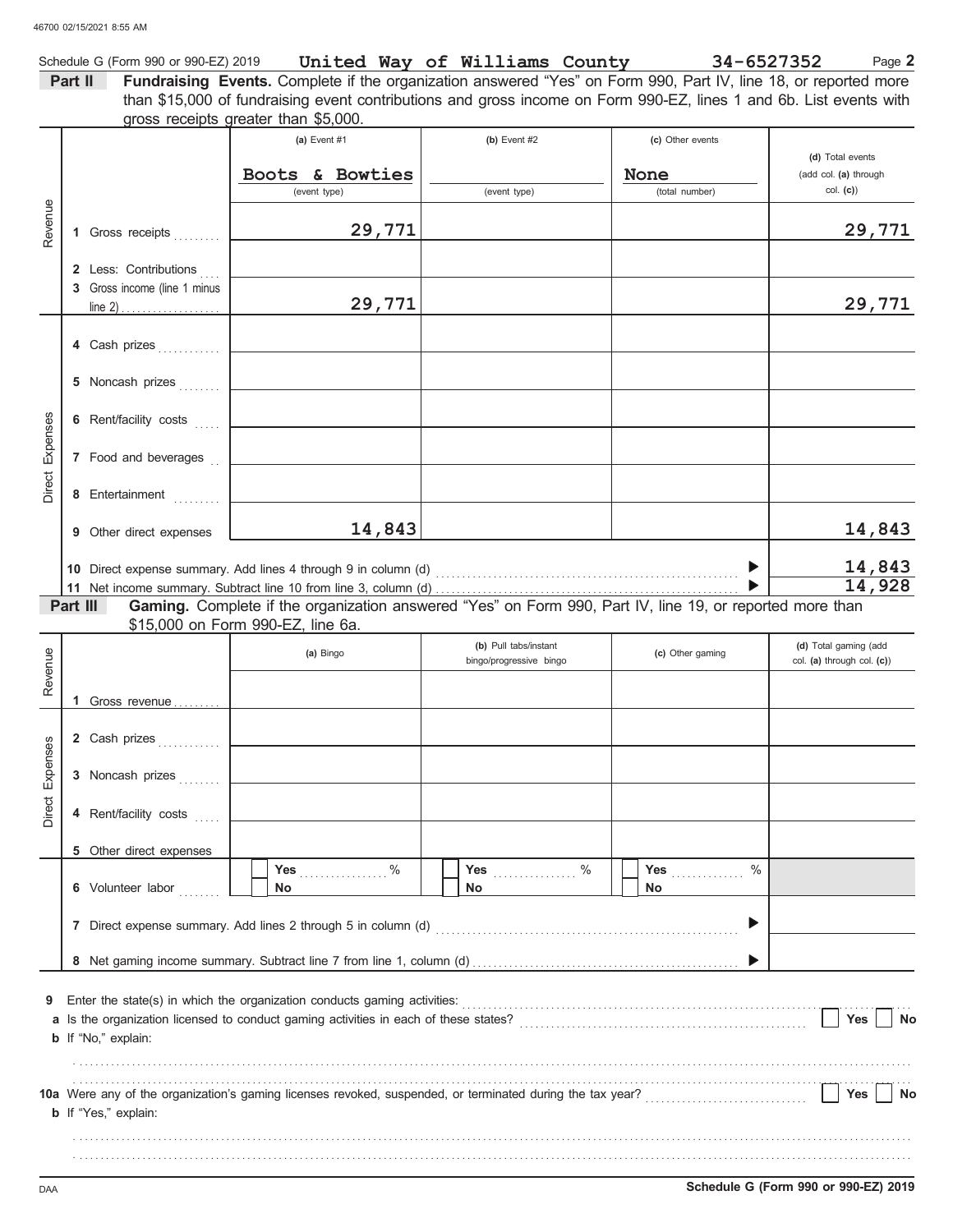Schedule G (Form 990 or 990-EZ) 2019 **United Way of Williams County** **34-6527352** Page **2**

**Part II** **Fundraising Events.** Complete if the organization answered "Yes" on Form 990, Part IV, line 18, or reported more than $15,000 of fundraising event contributions and gross income on Form 990-EZ, lines 1 and 6b. List events with gross receipts greater than $5,000.

| | | (a) Event #1 | (b) Event #2 | (c) Other events | (d) Total events (add col. (a) through col. (c)) |
|---|---|---|---|---|---|
| | | Boots & Bowties (event type) | (event type) | None (total number) | |
| Revenue | 1 Gross receipts | 29,771 | | | 29,771 |
| | 2 Less: Contributions | | | | |
| | 3 Gross income (line 1 minus line 2) | 29,771 | | | 29,771 |
| Direct Expenses | 4 Cash prizes | | | | |
| | 5 Noncash prizes | | | | |
| | 6 Rent/facility costs | | | | |
| | 7 Food and beverages | | | | |
| | 8 Entertainment | | | | |
| | 9 Other direct expenses | 14,843 | | | 14,843 |
| | 10 Direct expense summary. Add lines 4 through 9 in column (d) | | | ▶ | 14,843 |
| | 11 Net income summary. Subtract line 10 from line 3, column (d) | | | ▶ | 14,928 |

**Part III** **Gaming.** Complete if the organization answered "Yes" on Form 990, Part IV, line 19, or reported more than $15,000 on Form 990-EZ, line 6a.

| | | (a) Bingo | (b) Pull tabs/instant bingo/progressive bingo | (c) Other gaming | (d) Total gaming (add col. (a) through col. (c)) |
|---|---|---|---|---|---|
| Revenue | 1 Gross revenue | | | | |
| Direct Expenses | 2 Cash prizes | | | | |
| | 3 Noncash prizes | | | | |
| | 4 Rent/facility costs | | | | |
| | 5 Other direct expenses | | | | |
| | 6 Volunteer labor | Yes ____ % No | Yes ____ % No | Yes ____ % No | |
| | 7 Direct expense summary. Add lines 2 through 5 in column (d) | | | ▶ | |
| | 8 Net gaming income summary. Subtract line 7 from line 1, column (d) | | | ▶ | |

9 Enter the state(s) in which the organization conducts gaming activities:

a Is the organization licensed to conduct gaming activities in each of these states? Yes No

b If "No," explain:

10a Were any of the organization's gaming licenses revoked, suspended, or terminated during the tax year? Yes No

b If "Yes," explain:

Schedule G (Form 990 or 990-EZ) 2019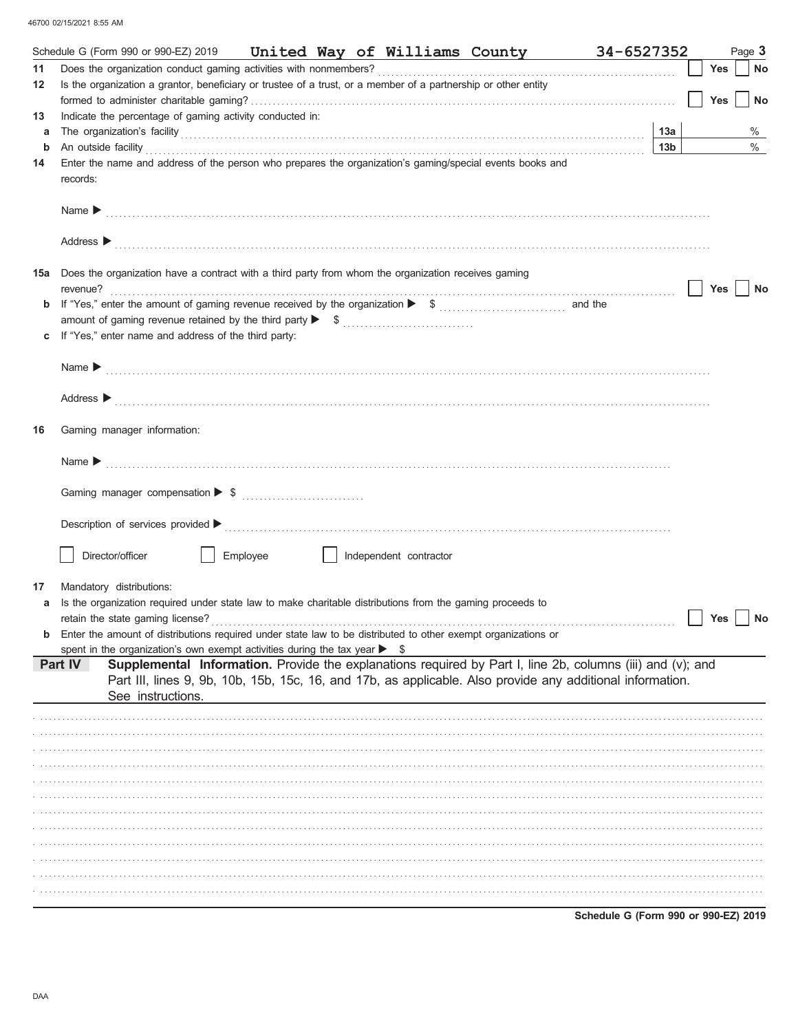Schedule G (Form 990 or 990-EZ) 2019 **United Way of Williams County** **34-6527352** Page **3**

**11** Does the organization conduct gaming activities with nonmembers? ☐ Yes ☐ No

**12** Is the organization a grantor, beneficiary or trustee of a trust, or a member of a partnership or other entity formed to administer charitable gaming? ☐ Yes ☐ No

**13** Indicate the percentage of gaming activity conducted in:

**a** The organization's facility **13a** %

**b** An outside facility **13b** %

**14** Enter the name and address of the person who prepares the organization's gaming/special events books and records:

Name ▶

Address ▶

**15a** Does the organization have a contract with a third party from whom the organization receives gaming revenue? ☐ Yes ☐ No

**b** If "Yes," enter the amount of gaming revenue received by the organization ▶ $ and the amount of gaming revenue retained by the third party ▶ $

**c** If "Yes," enter name and address of the third party:

Name ▶

Address ▶

**16** Gaming manager information:

Name ▶

Gaming manager compensation ▶ $

Description of services provided ▶

☐ Director/officer ☐ Employee ☐ Independent contractor

**17** Mandatory distributions:

**a** Is the organization required under state law to make charitable distributions from the gaming proceeds to retain the state gaming license? ☐ Yes ☐ No

**b** Enter the amount of distributions required under state law to be distributed to other exempt organizations or spent in the organization's own exempt activities during the tax year ▶ $

**Part IV** **Supplemental Information.** Provide the explanations required by Part I, line 2b, columns (iii) and (v); and Part III, lines 9, 9b, 10b, 15b, 15c, 16, and 17b, as applicable. Also provide any additional information. See instructions.

**Schedule G (Form 990 or 990-EZ) 2019**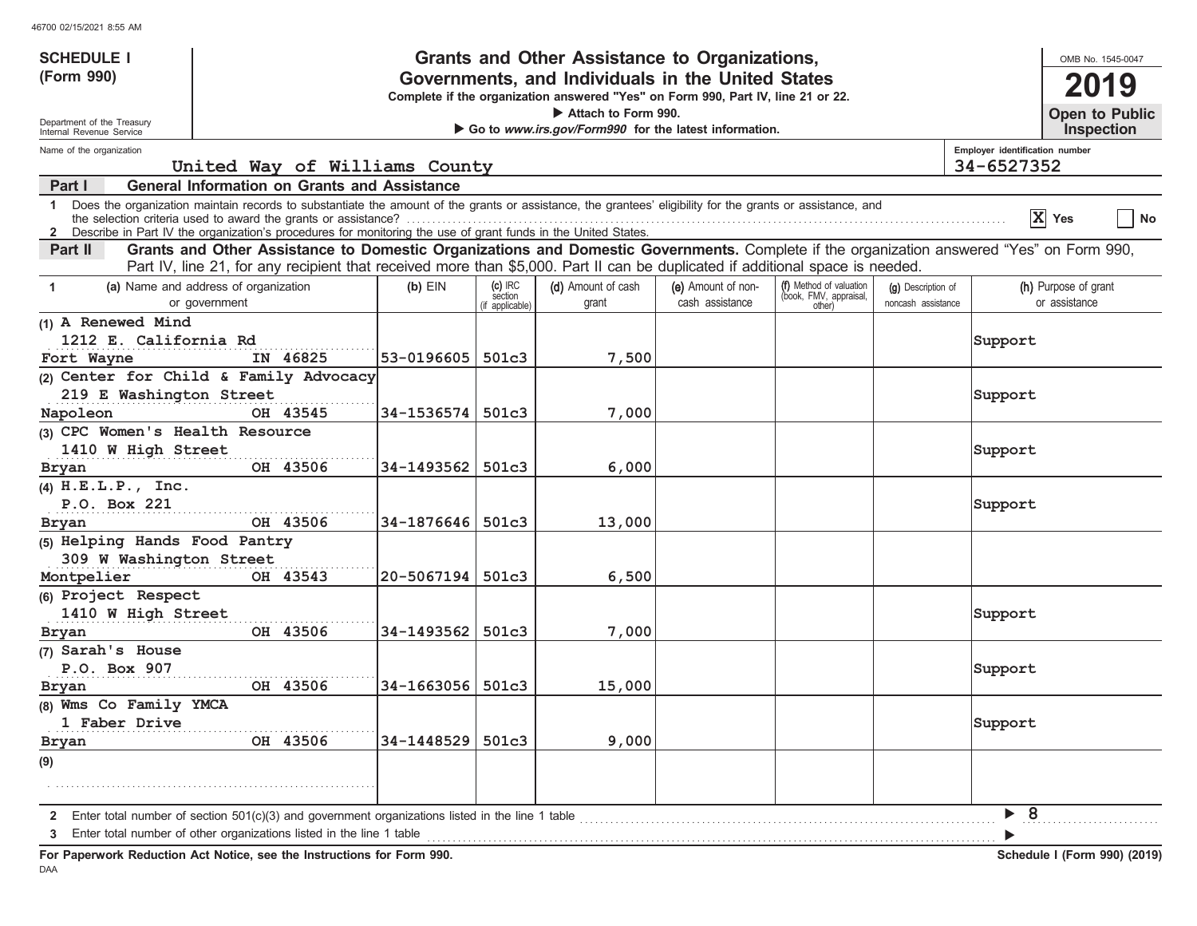**SCHEDULE I**
**(Form 990)**

Department of the Treasury
Internal Revenue Service

# Grants and Other Assistance to Organizations, Governments, and Individuals in the United States

**Complete if the organization answered "Yes" on Form 990, Part IV, line 21 or 22.**
▶ Attach to Form 990.
▶ Go to *www.irs.gov/Form990* for the latest information.

OMB No. 1545-0047
**2019**
**Open to Public Inspection**

Name of the organization: United Way of Williams County
Employer identification number: 34-6527352

**Part I — General Information on Grants and Assistance**

1 Does the organization maintain records to substantiate the amount of the grants or assistance, the grantees' eligibility for the grants or assistance, and the selection criteria used to award the grants or assistance? [X] Yes [ ] No

2 Describe in Part IV the organization's procedures for monitoring the use of grant funds in the United States.

**Part II — Grants and Other Assistance to Domestic Organizations and Domestic Governments.** Complete if the organization answered "Yes" on Form 990, Part IV, line 21, for any recipient that received more than $5,000. Part II can be duplicated if additional space is needed.

| 1 (a) Name and address of organization or government | (b) EIN | (c) IRC section (if applicable) | (d) Amount of cash grant | (e) Amount of non-cash assistance | (f) Method of valuation (book, FMV, appraisal, other) | (g) Description of noncash assistance | (h) Purpose of grant or assistance |
|---|---|---|---|---|---|---|---|
| (1) A Renewed Mind<br>1212 E. California Rd<br>Fort Wayne IN 46825 | 53-0196605 | 501c3 | 7,500 | | | | Support |
| (2) Center for Child & Family Advocacy<br>219 E Washington Street<br>Napoleon OH 43545 | 34-1536574 | 501c3 | 7,000 | | | | Support |
| (3) CPC Women's Health Resource<br>1410 W High Street<br>Bryan OH 43506 | 34-1493562 | 501c3 | 6,000 | | | | Support |
| (4) H.E.L.P., Inc.<br>P.O. Box 221<br>Bryan OH 43506 | 34-1876646 | 501c3 | 13,000 | | | | Support |
| (5) Helping Hands Food Pantry<br>309 W Washington Street<br>Montpelier OH 43543 | 20-5067194 | 501c3 | 6,500 | | | | |
| (6) Project Respect<br>1410 W High Street<br>Bryan OH 43506 | 34-1493562 | 501c3 | 7,000 | | | | Support |
| (7) Sarah's House<br>P.O. Box 907<br>Bryan OH 43506 | 34-1663056 | 501c3 | 15,000 | | | | Support |
| (8) Wms Co Family YMCA<br>1 Faber Drive<br>Bryan OH 43506 | 34-1448529 | 501c3 | 9,000 | | | | Support |
| (9) | | | | | | | |

2 Enter total number of section 501(c)(3) and government organizations listed in the line 1 table ▶ 8

3 Enter total number of other organizations listed in the line 1 table ▶

**For Paperwork Reduction Act Notice, see the Instructions for Form 990.** **Schedule I (Form 990) (2019)**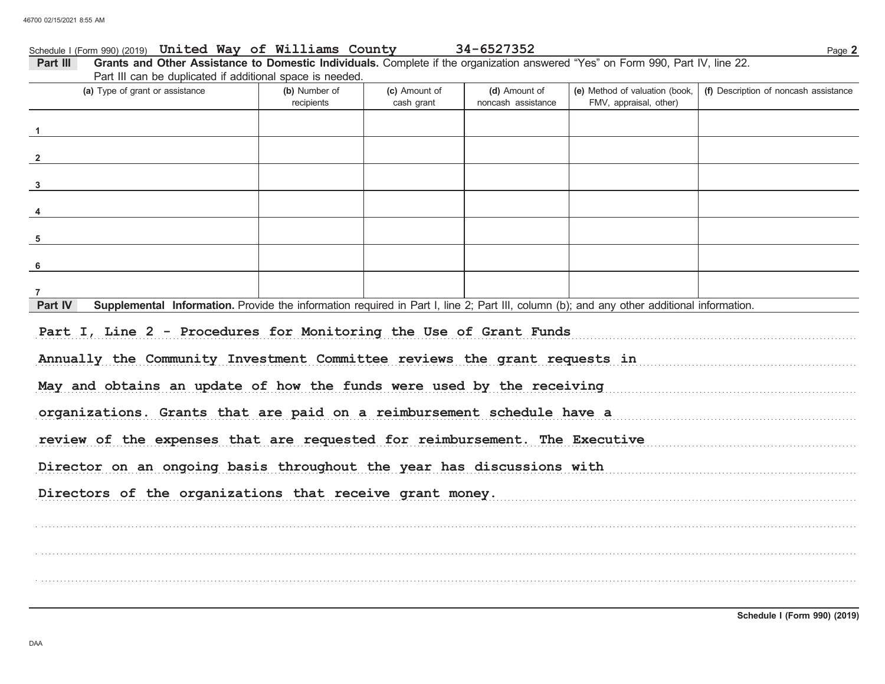Schedule I (Form 990) (2019) United Way of Williams County 34-6527352 Page **2**

**Part III** **Grants and Other Assistance to Domestic Individuals.** Complete if the organization answered "Yes" on Form 990, Part IV, line 22. Part III can be duplicated if additional space is needed.

| (a) Type of grant or assistance | (b) Number of recipients | (c) Amount of cash grant | (d) Amount of noncash assistance | (e) Method of valuation (book, FMV, appraisal, other) | (f) Description of noncash assistance |
|---|---|---|---|---|---|
| 1 | | | | | |
| 2 | | | | | |
| 3 | | | | | |
| 4 | | | | | |
| 5 | | | | | |
| 6 | | | | | |
| 7 | | | | | |

**Part IV** **Supplemental Information.** Provide the information required in Part I, line 2; Part III, column (b); and any other additional information.

Part I, Line 2 - Procedures for Monitoring the Use of Grant Funds

Annually the Community Investment Committee reviews the grant requests in May and obtains an update of how the funds were used by the receiving organizations. Grants that are paid on a reimbursement schedule have a review of the expenses that are requested for reimbursement. The Executive Director on an ongoing basis throughout the year has discussions with Directors of the organizations that receive grant money.

Schedule I (Form 990) (2019)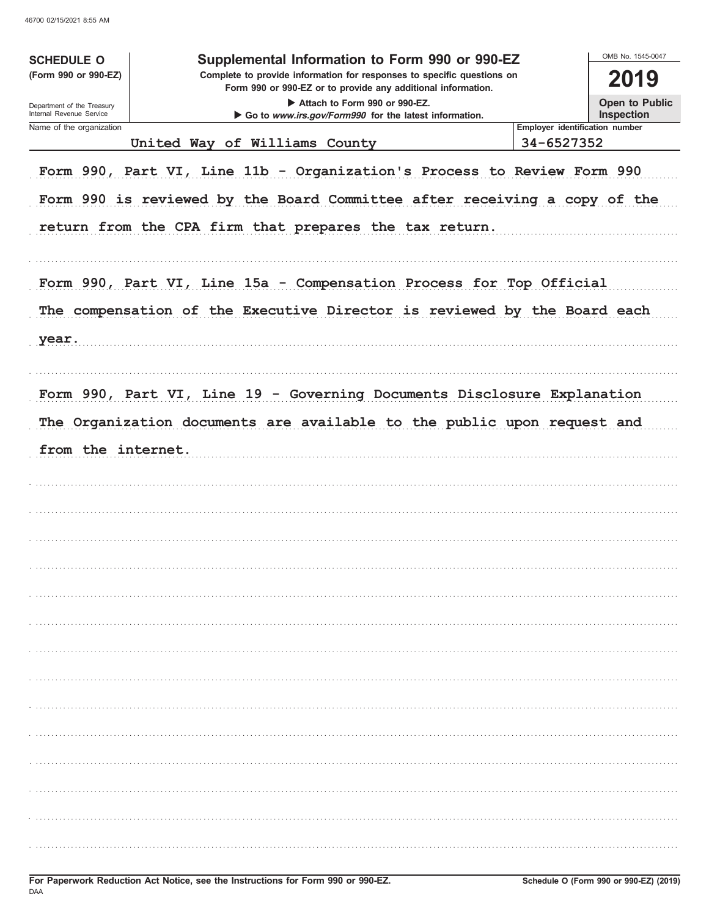**SCHEDULE O (Form 990 or 990-EZ)**

Department of the Treasury
Internal Revenue Service

# Supplemental Information to Form 990 or 990-EZ

**Complete to provide information for responses to specific questions on Form 990 or 990-EZ or to provide any additional information.**

▶ Attach to Form 990 or 990-EZ.

▶ Go to *www.irs.gov/Form990* for the latest information.

OMB No. 1545-0047

**2019**

**Open to Public Inspection**

| Name of the organization | Employer identification number |
|---|---|
| United Way of Williams County | 34-6527352 |

Form 990, Part VI, Line 11b - Organization's Process to Review Form 990

Form 990 is reviewed by the Board Committee after receiving a copy of the return from the CPA firm that prepares the tax return.

Form 990, Part VI, Line 15a - Compensation Process for Top Official

The compensation of the Executive Director is reviewed by the Board each year.

Form 990, Part VI, Line 19 - Governing Documents Disclosure Explanation

The Organization documents are available to the public upon request and from the internet.

**For Paperwork Reduction Act Notice, see the Instructions for Form 990 or 990-EZ.**

DAA

**Schedule O (Form 990 or 990-EZ) (2019)**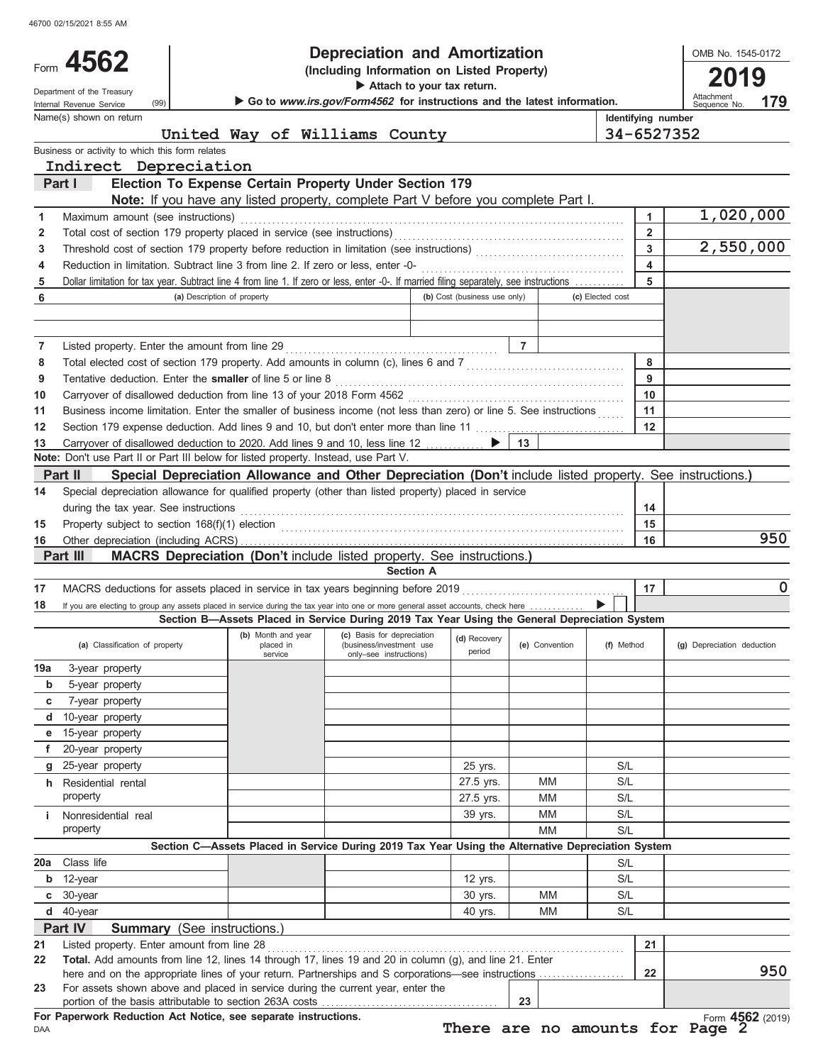46700 02/15/2021 8:55 AM

Form **4562**

Department of the Treasury
Internal Revenue Service (99)

# Depreciation and Amortization

**(Including Information on Listed Property)**

▶ **Attach to your tax return.**

▶ **Go to www.irs.gov/Form4562 for instructions and the latest information.**

OMB No. 1545-0172

**2019**

Attachment Sequence No. **179**

| Name(s) shown on return | Identifying number |
|---|---|
| United Way of Williams County | 34-6527352 |

Business or activity to which this form relates

Indirect Depreciation

## Part I Election To Expense Certain Property Under Section 179

**Note:** If you have any listed property, complete Part V before you complete Part I.

| | | | |
|---|---|---|---|
| 1 | Maximum amount (see instructions) | 1 | 1,020,000 |
| 2 | Total cost of section 179 property placed in service (see instructions) | 2 | |
| 3 | Threshold cost of section 179 property before reduction in limitation (see instructions) | 3 | 2,550,000 |
| 4 | Reduction in limitation. Subtract line 3 from line 2. If zero or less, enter -0- | 4 | |
| 5 | Dollar limitation for tax year. Subtract line 4 from line 1. If zero or less, enter -0-. If married filing separately, see instructions | 5 | |

| 6 | (a) Description of property | (b) Cost (business use only) | (c) Elected cost |
|---|---|---|---|
| | | | |
| | | | |

| | | | |
|---|---|---|---|
| 7 | Listed property. Enter the amount from line 29 | 7 | |
| 8 | Total elected cost of section 179 property. Add amounts in column (c), lines 6 and 7 | 8 | |
| 9 | Tentative deduction. Enter the **smaller** of line 5 or line 8 | 9 | |
| 10 | Carryover of disallowed deduction from line 13 of your 2018 Form 4562 | 10 | |
| 11 | Business income limitation. Enter the smaller of business income (not less than zero) or line 5. See instructions | 11 | |
| 12 | Section 179 expense deduction. Add lines 9 and 10, but don't enter more than line 11 | 12 | |
| 13 | Carryover of disallowed deduction to 2020. Add lines 9 and 10, less line 12 ▶ | 13 | |

**Note:** Don't use Part II or Part III below for listed property. Instead, use Part V.

## Part II Special Depreciation Allowance and Other Depreciation (Don't include listed property. See instructions.)

| | | | |
|---|---|---|---|
| 14 | Special depreciation allowance for qualified property (other than listed property) placed in service during the tax year. See instructions | 14 | |
| 15 | Property subject to section 168(f)(1) election | 15 | |
| 16 | Other depreciation (including ACRS) | 16 | 950 |

## Part III MACRS Depreciation (Don't include listed property. See instructions.)

**Section A**

| | | | |
|---|---|---|---|
| 17 | MACRS deductions for assets placed in service in tax years beginning before 2019 | 17 | 0 |
| 18 | If you are electing to group any assets placed in service during the tax year into one or more general asset accounts, check here ▶ ☐ | | |

**Section B—Assets Placed in Service During 2019 Tax Year Using the General Depreciation System**

| (a) Classification of property | (b) Month and year placed in service | (c) Basis for depreciation (business/investment use only–see instructions) | (d) Recovery period | (e) Convention | (f) Method | (g) Depreciation deduction |
|---|---|---|---|---|---|---|
| 19a 3-year property | | | | | | |
| b 5-year property | | | | | | |
| c 7-year property | | | | | | |
| d 10-year property | | | | | | |
| e 15-year property | | | | | | |
| f 20-year property | | | | | | |
| g 25-year property | | | 25 yrs. | | S/L | |
| h Residential rental property | | | 27.5 yrs. | MM | S/L | |
| | | | 27.5 yrs. | MM | S/L | |
| i Nonresidential real property | | | 39 yrs. | MM | S/L | |
| | | | | MM | S/L | |

**Section C—Assets Placed in Service During 2019 Tax Year Using the Alternative Depreciation System**

| (a) Classification of property | (b) Month and year placed in service | (c) Basis for depreciation | (d) Recovery period | (e) Convention | (f) Method | (g) Depreciation deduction |
|---|---|---|---|---|---|---|
| 20a Class life | | | | | S/L | |
| b 12-year | | | 12 yrs. | | S/L | |
| c 30-year | | | 30 yrs. | MM | S/L | |
| d 40-year | | | 40 yrs. | MM | S/L | |

## Part IV Summary (See instructions.)

| | | | |
|---|---|---|---|
| 21 | Listed property. Enter amount from line 28 | 21 | |
| 22 | **Total.** Add amounts from line 12, lines 14 through 17, lines 19 and 20 in column (g), and line 21. Enter here and on the appropriate lines of your return. Partnerships and S corporations—see instructions | 22 | 950 |
| 23 | For assets shown above and placed in service during the current year, enter the portion of the basis attributable to section 263A costs | 23 | |

**For Paperwork Reduction Act Notice, see separate instructions.**

DAA

There are no amounts for Page 2

Form **4562** (2019)